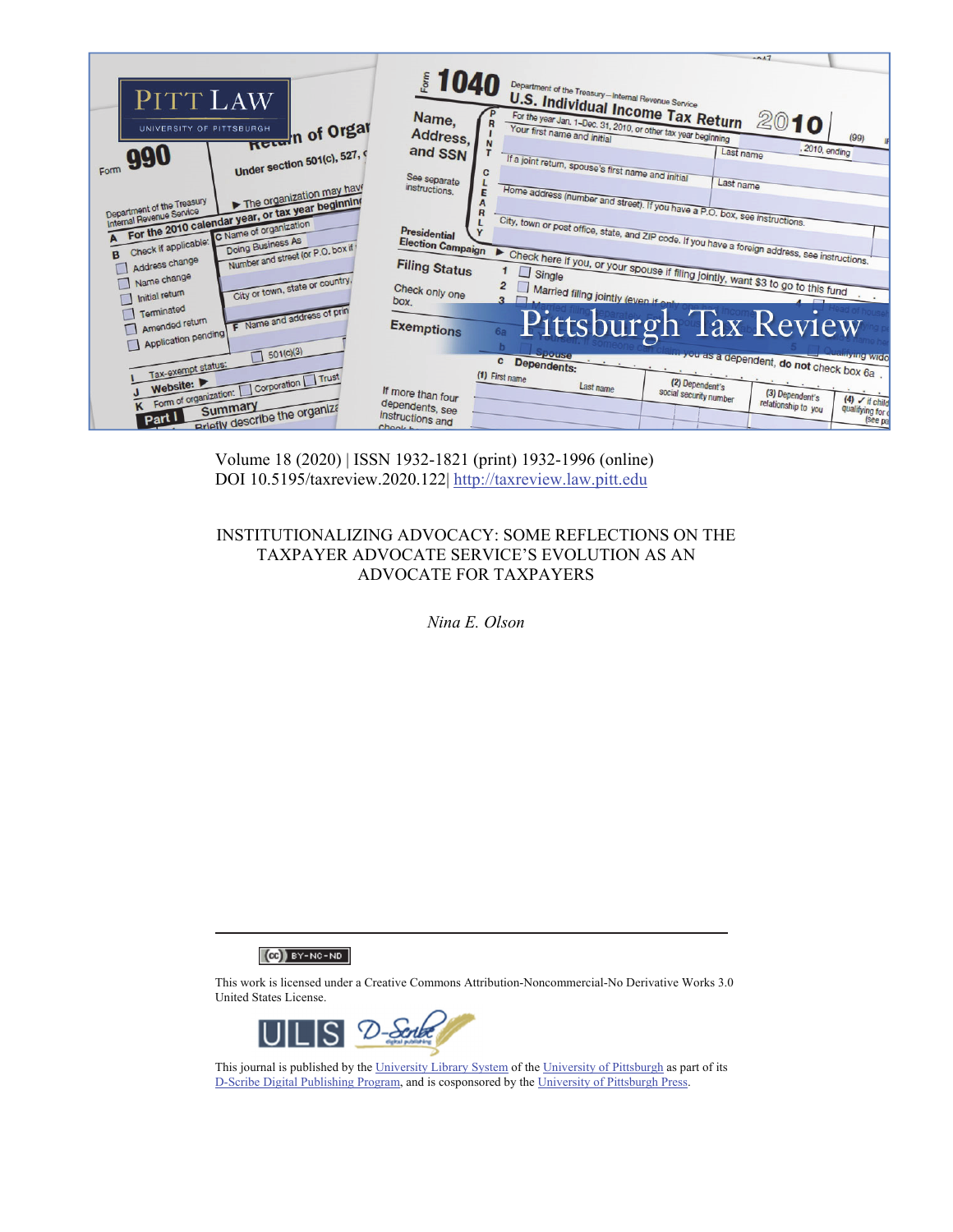Volume 18 (2020) | ISSN 1932-1821 (print) 1932-1996 (online)
DOI 10.5195/taxreview.2020.122| http://taxreview.law.pitt.edu

# INSTITUTIONALIZING ADVOCACY: SOME REFLECTIONS ON THE TAXPAYER ADVOCATE SERVICE'S EVOLUTION AS AN ADVOCATE FOR TAXPAYERS

*Nina E. Olson*

This work is licensed under a Creative Commons Attribution-Noncommercial-No Derivative Works 3.0 United States License.

This journal is published by the University Library System of the University of Pittsburgh as part of its D-Scribe Digital Publishing Program, and is cosponsored by the University of Pittsburgh Press.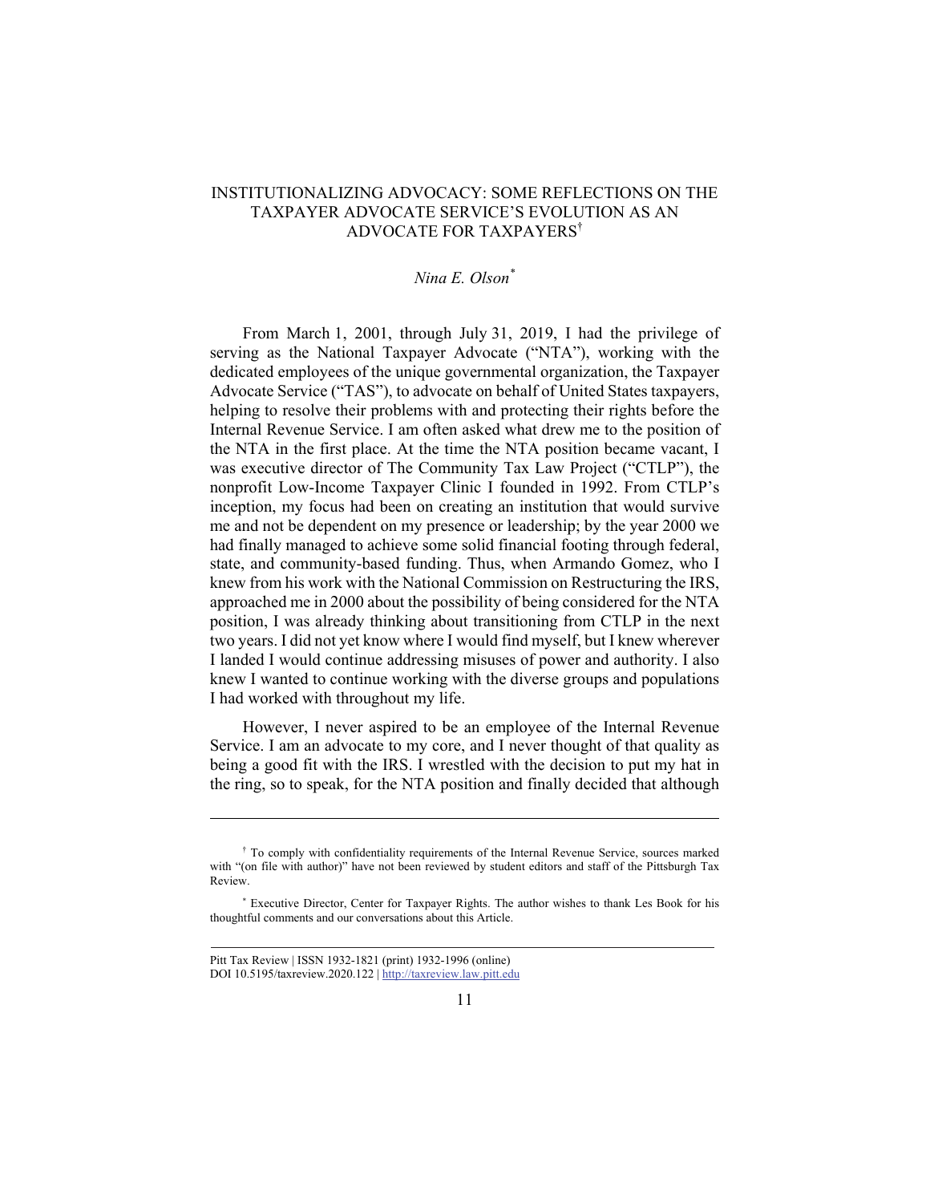# INSTITUTIONALIZING ADVOCACY: SOME REFLECTIONS ON THE TAXPAYER ADVOCATE SERVICE'S EVOLUTION AS AN ADVOCATE FOR TAXPAYERS[†]

*Nina E. Olson*[*]

From March 1, 2001, through July 31, 2019, I had the privilege of serving as the National Taxpayer Advocate ("NTA"), working with the dedicated employees of the unique governmental organization, the Taxpayer Advocate Service ("TAS"), to advocate on behalf of United States taxpayers, helping to resolve their problems with and protecting their rights before the Internal Revenue Service. I am often asked what drew me to the position of the NTA in the first place. At the time the NTA position became vacant, I was executive director of The Community Tax Law Project ("CTLP"), the nonprofit Low-Income Taxpayer Clinic I founded in 1992. From CTLP's inception, my focus had been on creating an institution that would survive me and not be dependent on my presence or leadership; by the year 2000 we had finally managed to achieve some solid financial footing through federal, state, and community-based funding. Thus, when Armando Gomez, who I knew from his work with the National Commission on Restructuring the IRS, approached me in 2000 about the possibility of being considered for the NTA position, I was already thinking about transitioning from CTLP in the next two years. I did not yet know where I would find myself, but I knew wherever I landed I would continue addressing misuses of power and authority. I also knew I wanted to continue working with the diverse groups and populations I had worked with throughout my life.

However, I never aspired to be an employee of the Internal Revenue Service. I am an advocate to my core, and I never thought of that quality as being a good fit with the IRS. I wrestled with the decision to put my hat in the ring, so to speak, for the NTA position and finally decided that although

---

[†] To comply with confidentiality requirements of the Internal Revenue Service, sources marked with "(on file with author)" have not been reviewed by student editors and staff of the Pittsburgh Tax Review.

[*] Executive Director, Center for Taxpayer Rights. The author wishes to thank Les Book for his thoughtful comments and our conversations about this Article.

Pitt Tax Review | ISSN 1932-1821 (print) 1932-1996 (online)
DOI 10.5195/taxreview.2020.122 | http://taxreview.law.pitt.edu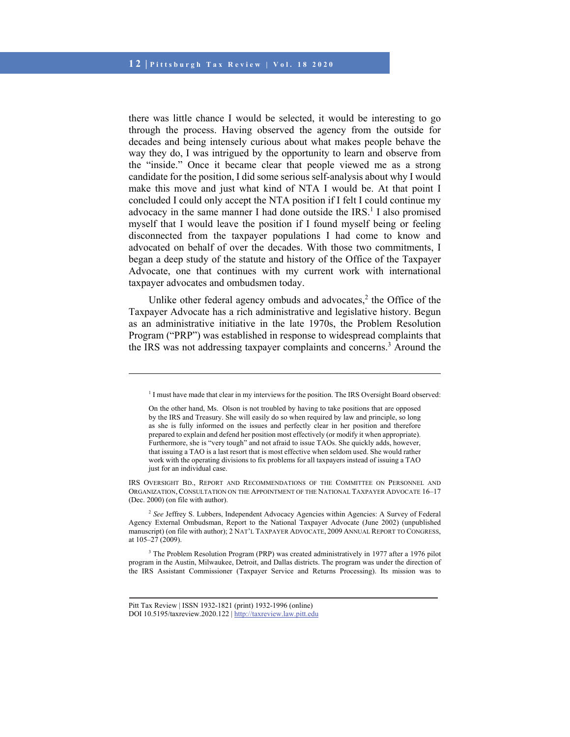there was little chance I would be selected, it would be interesting to go through the process. Having observed the agency from the outside for decades and being intensely curious about what makes people behave the way they do, I was intrigued by the opportunity to learn and observe from the "inside." Once it became clear that people viewed me as a strong candidate for the position, I did some serious self-analysis about why I would make this move and just what kind of NTA I would be. At that point I concluded I could only accept the NTA position if I felt I could continue my advocacy in the same manner I had done outside the IRS.[1] I also promised myself that I would leave the position if I found myself being or feeling disconnected from the taxpayer populations I had come to know and advocated on behalf of over the decades. With those two commitments, I began a deep study of the statute and history of the Office of the Taxpayer Advocate, one that continues with my current work with international taxpayer advocates and ombudsmen today.

Unlike other federal agency ombuds and advocates,[2] the Office of the Taxpayer Advocate has a rich administrative and legislative history. Begun as an administrative initiative in the late 1970s, the Problem Resolution Program ("PRP") was established in response to widespread complaints that the IRS was not addressing taxpayer complaints and concerns.[3] Around the

---

[1] I must have made that clear in my interviews for the position. The IRS Oversight Board observed:

> On the other hand, Ms. Olson is not troubled by having to take positions that are opposed by the IRS and Treasury. She will easily do so when required by law and principle, so long as she is fully informed on the issues and perfectly clear in her position and therefore prepared to explain and defend her position most effectively (or modify it when appropriate). Furthermore, she is "very tough" and not afraid to issue TAOs. She quickly adds, however, that issuing a TAO is a last resort that is most effective when seldom used. She would rather work with the operating divisions to fix problems for all taxpayers instead of issuing a TAO just for an individual case.

IRS Oversight Bd., Report and Recommendations of the Committee on Personnel and Organization, Consultation on the Appointment of the National Taxpayer Advocate 16–17 (Dec. 2000) (on file with author).

[2] *See* Jeffrey S. Lubbers, Independent Advocacy Agencies within Agencies: A Survey of Federal Agency External Ombudsman, Report to the National Taxpayer Advocate (June 2002) (unpublished manuscript) (on file with author); 2 Nat'l Taxpayer Advocate, 2009 Annual Report to Congress, at 105–27 (2009).

[3] The Problem Resolution Program (PRP) was created administratively in 1977 after a 1976 pilot program in the Austin, Milwaukee, Detroit, and Dallas districts. The program was under the direction of the IRS Assistant Commissioner (Taxpayer Service and Returns Processing). Its mission was to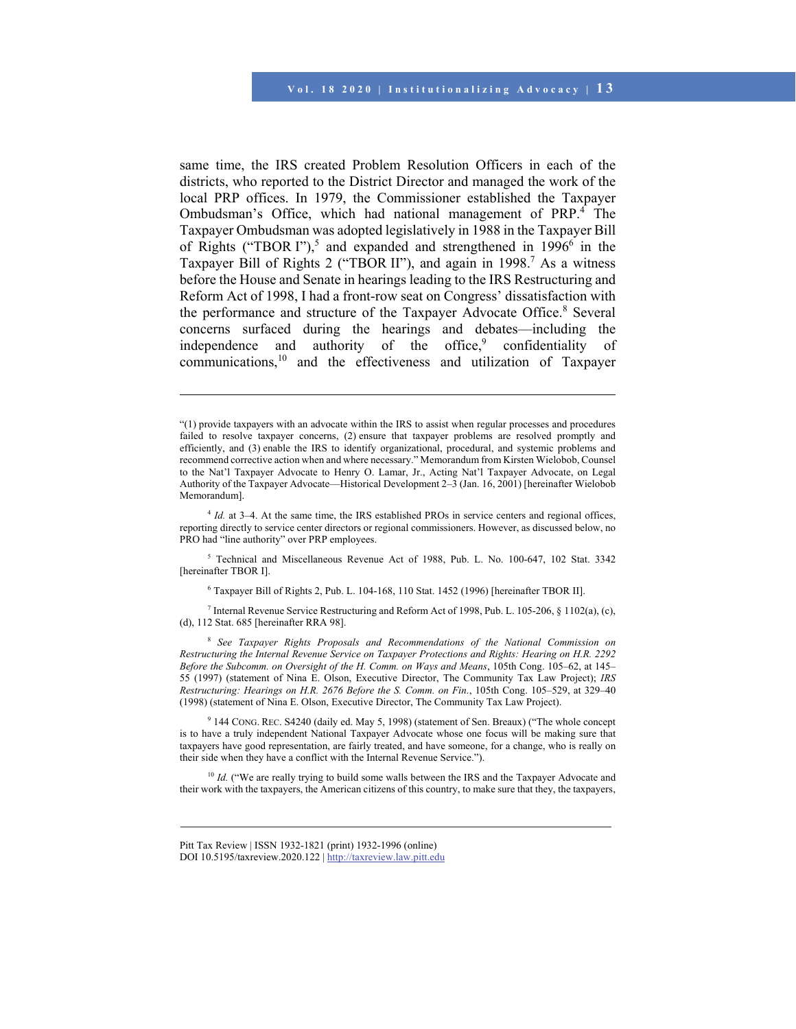same time, the IRS created Problem Resolution Officers in each of the districts, who reported to the District Director and managed the work of the local PRP offices. In 1979, the Commissioner established the Taxpayer Ombudsman's Office, which had national management of PRP.[4] The Taxpayer Ombudsman was adopted legislatively in 1988 in the Taxpayer Bill of Rights ("TBOR I"),[5] and expanded and strengthened in 1996[6] in the Taxpayer Bill of Rights 2 ("TBOR II"), and again in 1998.[7] As a witness before the House and Senate in hearings leading to the IRS Restructuring and Reform Act of 1998, I had a front-row seat on Congress' dissatisfaction with the performance and structure of the Taxpayer Advocate Office.[8] Several concerns surfaced during the hearings and debates—including the independence and authority of the office,[9] confidentiality of communications,[10] and the effectiveness and utilization of Taxpayer

---

"(1) provide taxpayers with an advocate within the IRS to assist when regular processes and procedures failed to resolve taxpayer concerns, (2) ensure that taxpayer problems are resolved promptly and efficiently, and (3) enable the IRS to identify organizational, procedural, and systemic problems and recommend corrective action when and where necessary." Memorandum from Kirsten Wielobob, Counsel to the Nat'l Taxpayer Advocate to Henry O. Lamar, Jr., Acting Nat'l Taxpayer Advocate, on Legal Authority of the Taxpayer Advocate—Historical Development 2–3 (Jan. 16, 2001) [hereinafter Wielobob Memorandum].

[4] *Id.* at 3–4. At the same time, the IRS established PROs in service centers and regional offices, reporting directly to service center directors or regional commissioners. However, as discussed below, no PRO had "line authority" over PRP employees.

[5] Technical and Miscellaneous Revenue Act of 1988, Pub. L. No. 100-647, 102 Stat. 3342 [hereinafter TBOR I].

[6] Taxpayer Bill of Rights 2, Pub. L. 104-168, 110 Stat. 1452 (1996) [hereinafter TBOR II].

[7] Internal Revenue Service Restructuring and Reform Act of 1998, Pub. L. 105-206, § 1102(a), (c), (d), 112 Stat. 685 [hereinafter RRA 98].

[8] *See Taxpayer Rights Proposals and Recommendations of the National Commission on Restructuring the Internal Revenue Service on Taxpayer Protections and Rights: Hearing on H.R. 2292 Before the Subcomm. on Oversight of the H. Comm. on Ways and Means*, 105th Cong. 105–62, at 145–55 (1997) (statement of Nina E. Olson, Executive Director, The Community Tax Law Project); *IRS Restructuring: Hearings on H.R. 2676 Before the S. Comm. on Fin.*, 105th Cong. 105–529, at 329–40 (1998) (statement of Nina E. Olson, Executive Director, The Community Tax Law Project).

[9] 144 CONG. REC. S4240 (daily ed. May 5, 1998) (statement of Sen. Breaux) ("The whole concept is to have a truly independent National Taxpayer Advocate whose one focus will be making sure that taxpayers have good representation, are fairly treated, and have someone, for a change, who is really on their side when they have a conflict with the Internal Revenue Service.").

[10] *Id.* ("We are really trying to build some walls between the IRS and the Taxpayer Advocate and their work with the taxpayers, the American citizens of this country, to make sure that they, the taxpayers,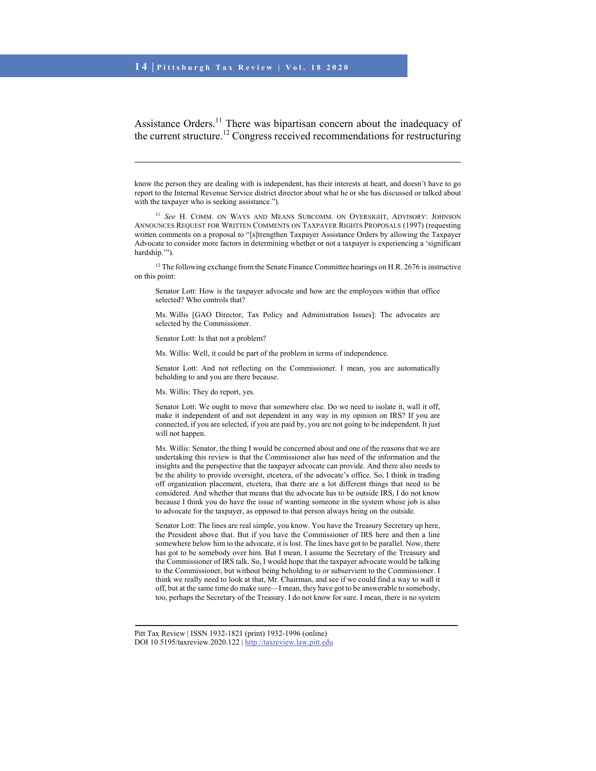Assistance Orders.[11] There was bipartisan concern about the inadequacy of the current structure.[12] Congress received recommendations for restructuring

---

know the person they are dealing with is independent, has their interests at heart, and doesn't have to go report to the Internal Revenue Service district director about what he or she has discussed or talked about with the taxpayer who is seeking assistance.").

[11] *See* H. COMM. ON WAYS AND MEANS SUBCOMM. ON OVERSIGHT, ADVISORY: JOHNSON ANNOUNCES REQUEST FOR WRITTEN COMMENTS ON TAXPAYER RIGHTS PROPOSALS (1997) (requesting written comments on a proposal to "[s]trengthen Taxpayer Assistance Orders by allowing the Taxpayer Advocate to consider more factors in determining whether or not a taxpayer is experiencing a 'significant hardship.'").

[12] The following exchange from the Senate Finance Committee hearings on H.R. 2676 is instructive on this point:

> Senator Lott: How is the taxpayer advocate and how are the employees within that office selected? Who controls that?
>
> Ms. Willis [GAO Director, Tax Policy and Administration Issues]: The advocates are selected by the Commissioner.
>
> Senator Lott: Is that not a problem?
>
> Ms. Willis: Well, it could be part of the problem in terms of independence.
>
> Senator Lott: And not reflecting on the Commissioner. I mean, you are automatically beholding to and you are there because.
>
> Ms. Willis: They do report, yes.
>
> Senator Lott: We ought to move that somewhere else. Do we need to isolate it, wall it off, make it independent of and not dependent in any way in my opinion on IRS? If you are connected, if you are selected, if you are paid by, you are not going to be independent. It just will not happen.
>
> Ms. Willis: Senator, the thing I would be concerned about and one of the reasons that we are undertaking this review is that the Commissioner also has need of the information and the insights and the perspective that the taxpayer advocate can provide. And there also needs to be the ability to provide oversight, etcetera, of the advocate's office. So, I think in trading off organization placement, etcetera, that there are a lot different things that need to be considered. And whether that means that the advocate has to be outside IRS, I do not know because I think you do have the issue of wanting someone in the system whose job is also to advocate for the taxpayer, as opposed to that person always being on the outside.
>
> Senator Lott: The lines are real simple, you know. You have the Treasury Secretary up here, the President above that. But if you have the Commissioner of IRS here and then a line somewhere below him to the advocate, it is lost. The lines have got to be parallel. Now, there has got to be somebody over him. But I mean, I assume the Secretary of the Treasury and the Commissioner of IRS talk. So, I would hope that the taxpayer advocate would be talking to the Commissioner, but without being beholding to or subservient to the Commissioner. I think we really need to look at that, Mr. Chairman, and see if we could find a way to wall it off, but at the same time do make sure—I mean, they have got to be answerable to somebody, too, perhaps the Secretary of the Treasury. I do not know for sure. I mean, there is no system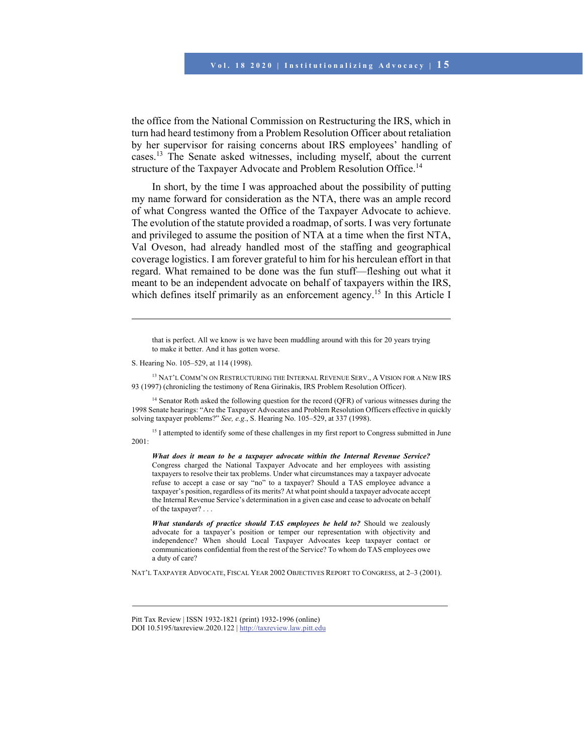the office from the National Commission on Restructuring the IRS, which in turn had heard testimony from a Problem Resolution Officer about retaliation by her supervisor for raising concerns about IRS employees' handling of cases.[13] The Senate asked witnesses, including myself, about the current structure of the Taxpayer Advocate and Problem Resolution Office.[14]

In short, by the time I was approached about the possibility of putting my name forward for consideration as the NTA, there was an ample record of what Congress wanted the Office of the Taxpayer Advocate to achieve. The evolution of the statute provided a roadmap, of sorts. I was very fortunate and privileged to assume the position of NTA at a time when the first NTA, Val Oveson, had already handled most of the staffing and geographical coverage logistics. I am forever grateful to him for his herculean effort in that regard. What remained to be done was the fun stuff—fleshing out what it meant to be an independent advocate on behalf of taxpayers within the IRS, which defines itself primarily as an enforcement agency.[15] In this Article I

---

> that is perfect. All we know is we have been muddling around with this for 20 years trying to make it better. And it has gotten worse.

S. Hearing No. 105–529, at 114 (1998).

[13] NAT'L COMM'N ON RESTRUCTURING THE INTERNAL REVENUE SERV., A VISION FOR A NEW IRS 93 (1997) (chronicling the testimony of Rena Girinakis, IRS Problem Resolution Officer).

[14] Senator Roth asked the following question for the record (QFR) of various witnesses during the 1998 Senate hearings: "Are the Taxpayer Advocates and Problem Resolution Officers effective in quickly solving taxpayer problems?" *See, e.g.*, S. Hearing No. 105–529, at 337 (1998).

[15] I attempted to identify some of these challenges in my first report to Congress submitted in June 2001:

> ***What does it mean to be a taxpayer advocate within the Internal Revenue Service?*** Congress charged the National Taxpayer Advocate and her employees with assisting taxpayers to resolve their tax problems. Under what circumstances may a taxpayer advocate refuse to accept a case or say "no" to a taxpayer? Should a TAS employee advance a taxpayer's position, regardless of its merits? At what point should a taxpayer advocate accept the Internal Revenue Service's determination in a given case and cease to advocate on behalf of the taxpayer? . . .
>
> ***What standards of practice should TAS employees be held to?*** Should we zealously advocate for a taxpayer's position or temper our representation with objectivity and independence? When should Local Taxpayer Advocates keep taxpayer contact or communications confidential from the rest of the Service? To whom do TAS employees owe a duty of care?

NAT'L TAXPAYER ADVOCATE, FISCAL YEAR 2002 OBJECTIVES REPORT TO CONGRESS, at 2–3 (2001).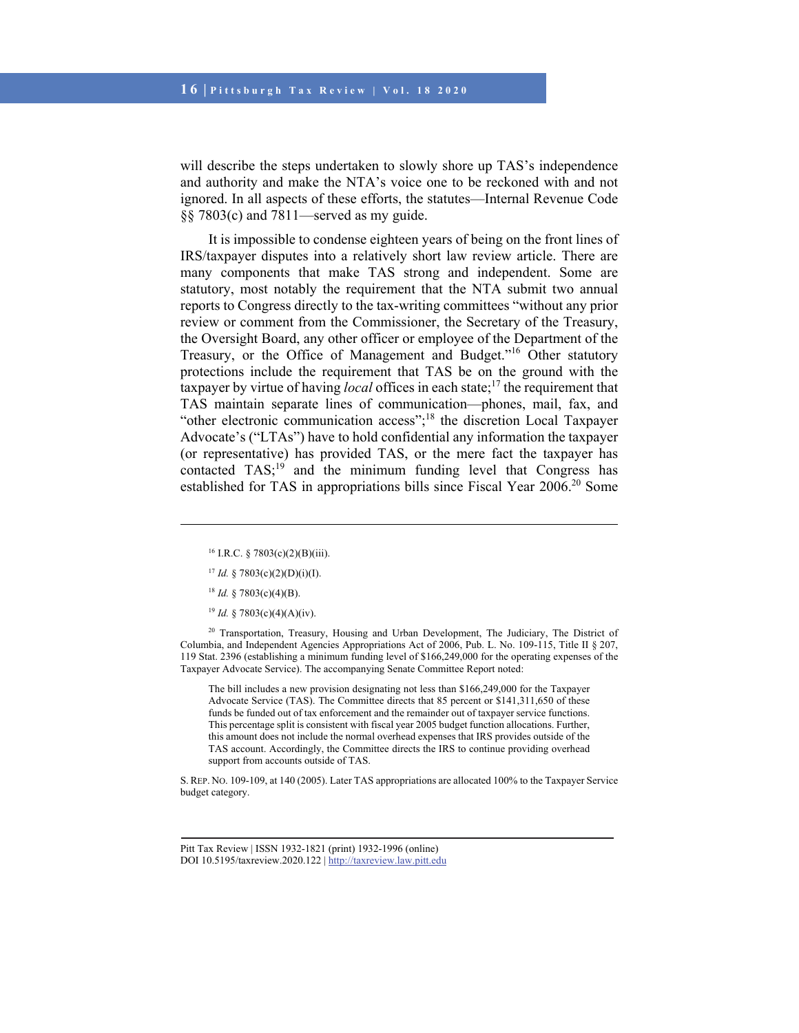will describe the steps undertaken to slowly shore up TAS's independence and authority and make the NTA's voice one to be reckoned with and not ignored. In all aspects of these efforts, the statutes—Internal Revenue Code §§ 7803(c) and 7811—served as my guide.

It is impossible to condense eighteen years of being on the front lines of IRS/taxpayer disputes into a relatively short law review article. There are many components that make TAS strong and independent. Some are statutory, most notably the requirement that the NTA submit two annual reports to Congress directly to the tax-writing committees "without any prior review or comment from the Commissioner, the Secretary of the Treasury, the Oversight Board, any other officer or employee of the Department of the Treasury, or the Office of Management and Budget."[16] Other statutory protections include the requirement that TAS be on the ground with the taxpayer by virtue of having *local* offices in each state;[17] the requirement that TAS maintain separate lines of communication—phones, mail, fax, and "other electronic communication access";[18] the discretion Local Taxpayer Advocate's ("LTAs") have to hold confidential any information the taxpayer (or representative) has provided TAS, or the mere fact the taxpayer has contacted TAS;[19] and the minimum funding level that Congress has established for TAS in appropriations bills since Fiscal Year 2006.[20] Some

---

[16] I.R.C. § 7803(c)(2)(B)(iii).

[17] *Id.* § 7803(c)(2)(D)(i)(I).

[18] *Id.* § 7803(c)(4)(B).

[19] *Id.* § 7803(c)(4)(A)(iv).

[20] Transportation, Treasury, Housing and Urban Development, The Judiciary, The District of Columbia, and Independent Agencies Appropriations Act of 2006, Pub. L. No. 109-115, Title II § 207, 119 Stat. 2396 (establishing a minimum funding level of $166,249,000 for the operating expenses of the Taxpayer Advocate Service). The accompanying Senate Committee Report noted:

> The bill includes a new provision designating not less than $166,249,000 for the Taxpayer Advocate Service (TAS). The Committee directs that 85 percent or $141,311,650 of these funds be funded out of tax enforcement and the remainder out of taxpayer service functions. This percentage split is consistent with fiscal year 2005 budget function allocations. Further, this amount does not include the normal overhead expenses that IRS provides outside of the TAS account. Accordingly, the Committee directs the IRS to continue providing overhead support from accounts outside of TAS.

S. REP. NO. 109-109, at 140 (2005). Later TAS appropriations are allocated 100% to the Taxpayer Service budget category.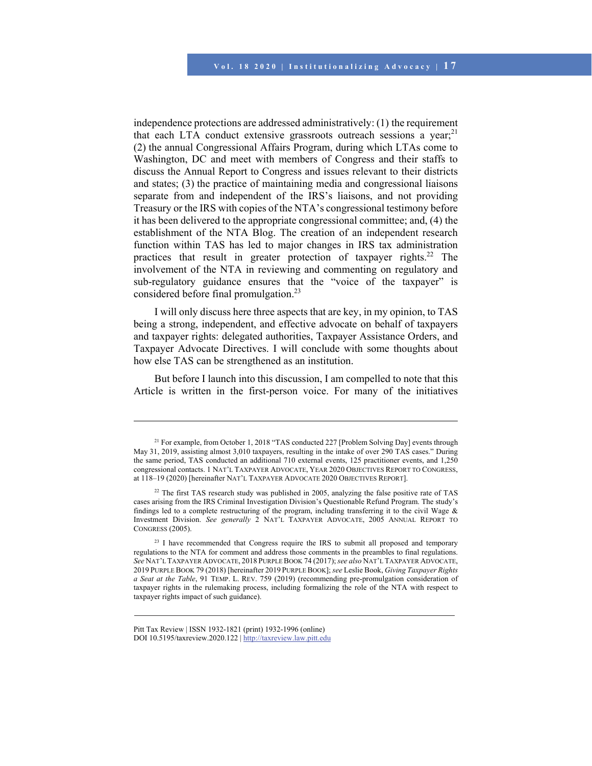independence protections are addressed administratively: (1) the requirement that each LTA conduct extensive grassroots outreach sessions a year;[21] (2) the annual Congressional Affairs Program, during which LTAs come to Washington, DC and meet with members of Congress and their staffs to discuss the Annual Report to Congress and issues relevant to their districts and states; (3) the practice of maintaining media and congressional liaisons separate from and independent of the IRS's liaisons, and not providing Treasury or the IRS with copies of the NTA's congressional testimony before it has been delivered to the appropriate congressional committee; and, (4) the establishment of the NTA Blog. The creation of an independent research function within TAS has led to major changes in IRS tax administration practices that result in greater protection of taxpayer rights.[22] The involvement of the NTA in reviewing and commenting on regulatory and sub-regulatory guidance ensures that the "voice of the taxpayer" is considered before final promulgation.[23]

I will only discuss here three aspects that are key, in my opinion, to TAS being a strong, independent, and effective advocate on behalf of taxpayers and taxpayer rights: delegated authorities, Taxpayer Assistance Orders, and Taxpayer Advocate Directives. I will conclude with some thoughts about how else TAS can be strengthened as an institution.

But before I launch into this discussion, I am compelled to note that this Article is written in the first-person voice. For many of the initiatives

---

[21] For example, from October 1, 2018 "TAS conducted 227 [Problem Solving Day] events through May 31, 2019, assisting almost 3,010 taxpayers, resulting in the intake of over 290 TAS cases." During the same period, TAS conducted an additional 710 external events, 125 practitioner events, and 1,250 congressional contacts. 1 NAT'L TAXPAYER ADVOCATE, YEAR 2020 OBJECTIVES REPORT TO CONGRESS, at 118–19 (2020) [hereinafter NAT'L TAXPAYER ADVOCATE 2020 OBJECTIVES REPORT].

[22] The first TAS research study was published in 2005, analyzing the false positive rate of TAS cases arising from the IRS Criminal Investigation Division's Questionable Refund Program. The study's findings led to a complete restructuring of the program, including transferring it to the civil Wage & Investment Division. *See generally* 2 NAT'L TAXPAYER ADVOCATE, 2005 ANNUAL REPORT TO CONGRESS (2005).

[23] I have recommended that Congress require the IRS to submit all proposed and temporary regulations to the NTA for comment and address those comments in the preambles to final regulations. *See* NAT'L TAXPAYER ADVOCATE, 2018 PURPLE BOOK 74 (2017); *see also* NAT'L TAXPAYER ADVOCATE, 2019 PURPLE BOOK 79 (2018) [hereinafter 2019 PURPLE BOOK]; *see* Leslie Book, *Giving Taxpayer Rights a Seat at the Table*, 91 TEMP. L. REV. 759 (2019) (recommending pre-promulgation consideration of taxpayer rights in the rulemaking process, including formalizing the role of the NTA with respect to taxpayer rights impact of such guidance).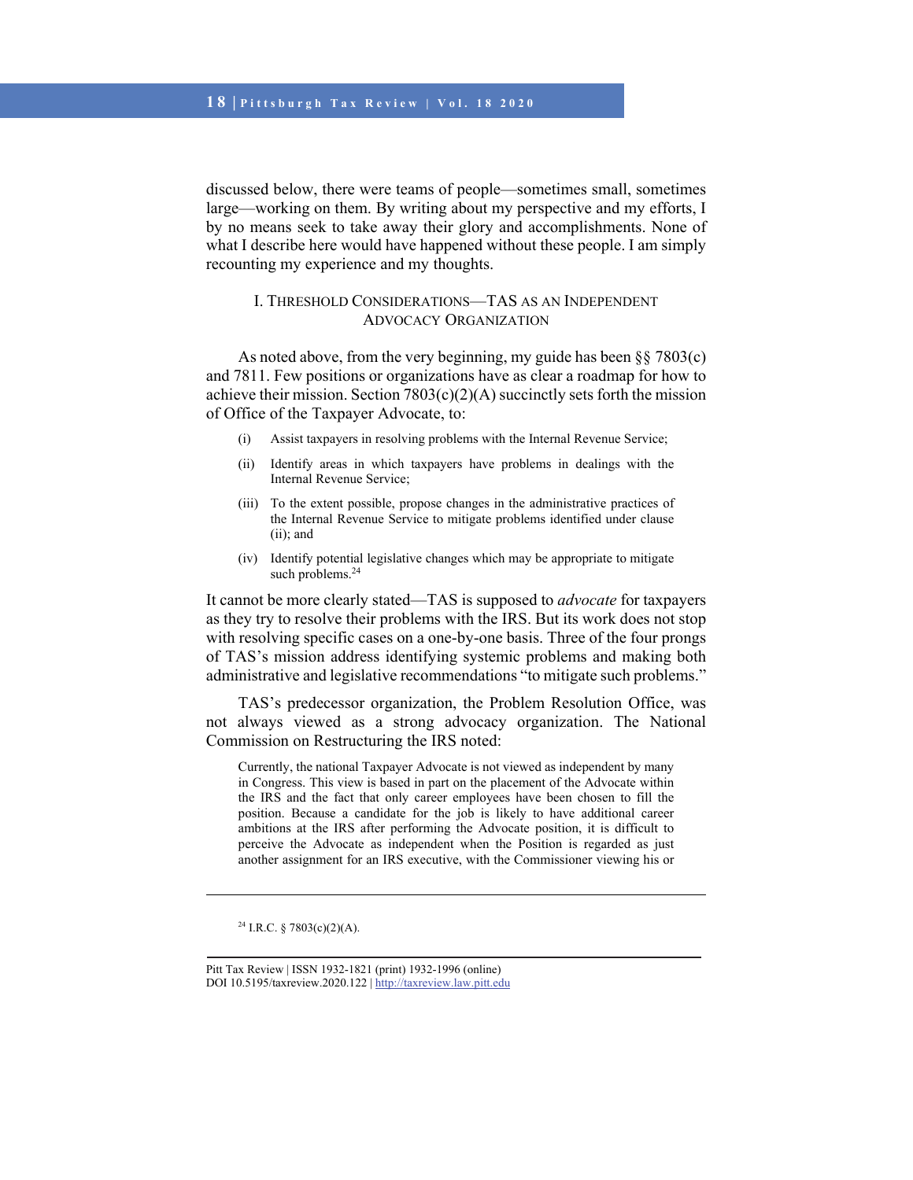discussed below, there were teams of people—sometimes small, sometimes large—working on them. By writing about my perspective and my efforts, I by no means seek to take away their glory and accomplishments. None of what I describe here would have happened without these people. I am simply recounting my experience and my thoughts.

## I. Threshold Considerations—TAS as an Independent Advocacy Organization

As noted above, from the very beginning, my guide has been §§ 7803(c) and 7811. Few positions or organizations have as clear a roadmap for how to achieve their mission. Section 7803(c)(2)(A) succinctly sets forth the mission of Office of the Taxpayer Advocate, to:

> (i) Assist taxpayers in resolving problems with the Internal Revenue Service;
>
> (ii) Identify areas in which taxpayers have problems in dealings with the Internal Revenue Service;
>
> (iii) To the extent possible, propose changes in the administrative practices of the Internal Revenue Service to mitigate problems identified under clause (ii); and
>
> (iv) Identify potential legislative changes which may be appropriate to mitigate such problems.[24]

It cannot be more clearly stated—TAS is supposed to *advocate* for taxpayers as they try to resolve their problems with the IRS. But its work does not stop with resolving specific cases on a one-by-one basis. Three of the four prongs of TAS's mission address identifying systemic problems and making both administrative and legislative recommendations "to mitigate such problems."

TAS's predecessor organization, the Problem Resolution Office, was not always viewed as a strong advocacy organization. The National Commission on Restructuring the IRS noted:

> Currently, the national Taxpayer Advocate is not viewed as independent by many in Congress. This view is based in part on the placement of the Advocate within the IRS and the fact that only career employees have been chosen to fill the position. Because a candidate for the job is likely to have additional career ambitions at the IRS after performing the Advocate position, it is difficult to perceive the Advocate as independent when the Position is regarded as just another assignment for an IRS executive, with the Commissioner viewing his or

---

[24] I.R.C. § 7803(c)(2)(A).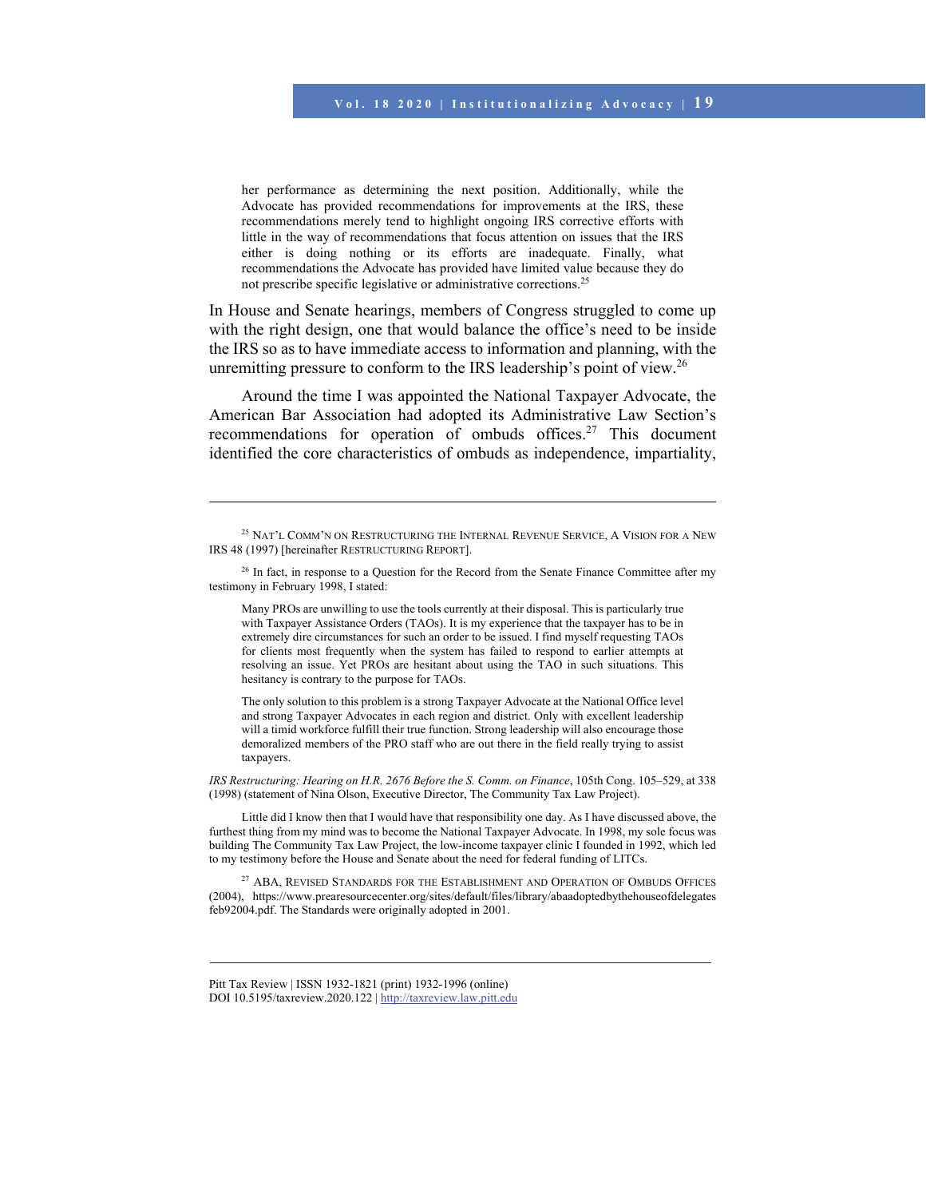> her performance as determining the next position. Additionally, while the Advocate has provided recommendations for improvements at the IRS, these recommendations merely tend to highlight ongoing IRS corrective efforts with little in the way of recommendations that focus attention on issues that the IRS either is doing nothing or its efforts are inadequate. Finally, what recommendations the Advocate has provided have limited value because they do not prescribe specific legislative or administrative corrections.[25]

In House and Senate hearings, members of Congress struggled to come up with the right design, one that would balance the office's need to be inside the IRS so as to have immediate access to information and planning, with the unremitting pressure to conform to the IRS leadership's point of view.[26]

Around the time I was appointed the National Taxpayer Advocate, the American Bar Association had adopted its Administrative Law Section's recommendations for operation of ombuds offices.[27] This document identified the core characteristics of ombuds as independence, impartiality,

---

[25] NAT'L COMM'N ON RESTRUCTURING THE INTERNAL REVENUE SERVICE, A VISION FOR A NEW IRS 48 (1997) [hereinafter RESTRUCTURING REPORT].

[26] In fact, in response to a Question for the Record from the Senate Finance Committee after my testimony in February 1998, I stated:

> Many PROs are unwilling to use the tools currently at their disposal. This is particularly true with Taxpayer Assistance Orders (TAOs). It is my experience that the taxpayer has to be in extremely dire circumstances for such an order to be issued. I find myself requesting TAOs for clients most frequently when the system has failed to respond to earlier attempts at resolving an issue. Yet PROs are hesitant about using the TAO in such situations. This hesitancy is contrary to the purpose for TAOs.
>
> The only solution to this problem is a strong Taxpayer Advocate at the National Office level and strong Taxpayer Advocates in each region and district. Only with excellent leadership will a timid workforce fulfill their true function. Strong leadership will also encourage those demoralized members of the PRO staff who are out there in the field really trying to assist taxpayers.

*IRS Restructuring: Hearing on H.R. 2676 Before the S. Comm. on Finance*, 105th Cong. 105–529, at 338 (1998) (statement of Nina Olson, Executive Director, The Community Tax Law Project).

Little did I know then that I would have that responsibility one day. As I have discussed above, the furthest thing from my mind was to become the National Taxpayer Advocate. In 1998, my sole focus was building The Community Tax Law Project, the low-income taxpayer clinic I founded in 1992, which led to my testimony before the House and Senate about the need for federal funding of LITCs.

[27] ABA, REVISED STANDARDS FOR THE ESTABLISHMENT AND OPERATION OF OMBUDS OFFICES (2004), https://www.prearesourcecenter.org/sites/default/files/library/abaadoptedbythehouseofdelegatesfeb92004.pdf. The Standards were originally adopted in 2001.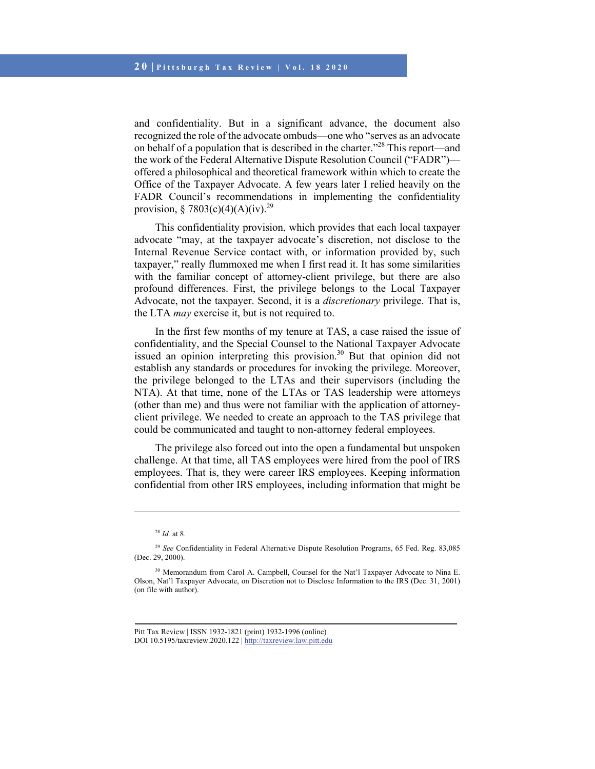and confidentiality. But in a significant advance, the document also recognized the role of the advocate ombuds—one who "serves as an advocate on behalf of a population that is described in the charter."[28] This report—and the work of the Federal Alternative Dispute Resolution Council ("FADR")—offered a philosophical and theoretical framework within which to create the Office of the Taxpayer Advocate. A few years later I relied heavily on the FADR Council's recommendations in implementing the confidentiality provision, § 7803(c)(4)(A)(iv).[29]

This confidentiality provision, which provides that each local taxpayer advocate "may, at the taxpayer advocate's discretion, not disclose to the Internal Revenue Service contact with, or information provided by, such taxpayer," really flummoxed me when I first read it. It has some similarities with the familiar concept of attorney-client privilege, but there are also profound differences. First, the privilege belongs to the Local Taxpayer Advocate, not the taxpayer. Second, it is a *discretionary* privilege. That is, the LTA *may* exercise it, but is not required to.

In the first few months of my tenure at TAS, a case raised the issue of confidentiality, and the Special Counsel to the National Taxpayer Advocate issued an opinion interpreting this provision.[30] But that opinion did not establish any standards or procedures for invoking the privilege. Moreover, the privilege belonged to the LTAs and their supervisors (including the NTA). At that time, none of the LTAs or TAS leadership were attorneys (other than me) and thus were not familiar with the application of attorney-client privilege. We needed to create an approach to the TAS privilege that could be communicated and taught to non-attorney federal employees.

The privilege also forced out into the open a fundamental but unspoken challenge. At that time, all TAS employees were hired from the pool of IRS employees. That is, they were career IRS employees. Keeping information confidential from other IRS employees, including information that might be

---

[28] *Id.* at 8.

[29] *See* Confidentiality in Federal Alternative Dispute Resolution Programs, 65 Fed. Reg. 83,085 (Dec. 29, 2000).

[30] Memorandum from Carol A. Campbell, Counsel for the Nat'l Taxpayer Advocate to Nina E. Olson, Nat'l Taxpayer Advocate, on Discretion not to Disclose Information to the IRS (Dec. 31, 2001) (on file with author).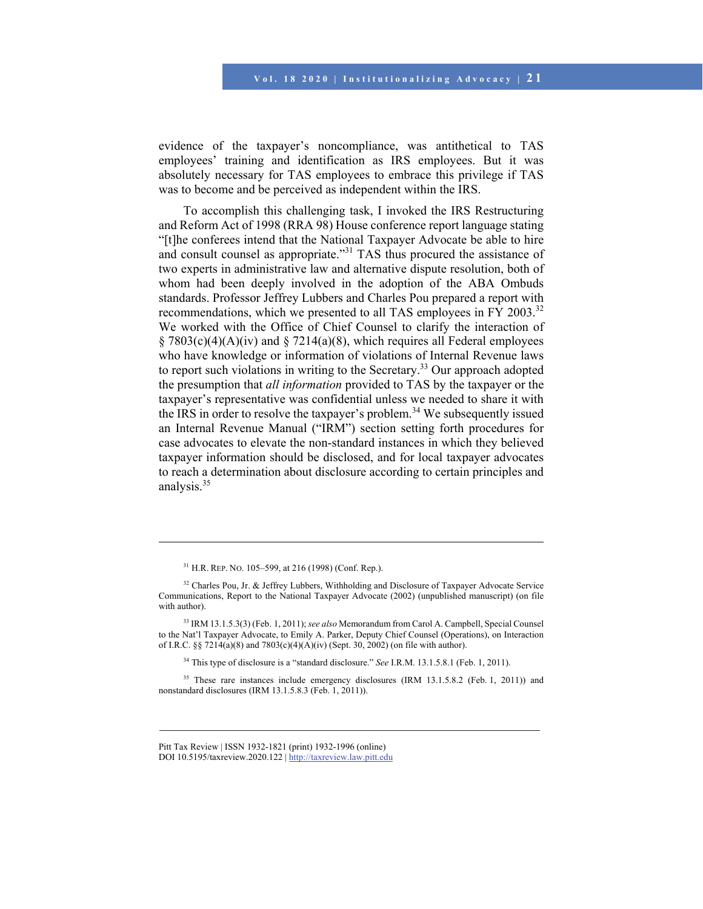evidence of the taxpayer's noncompliance, was antithetical to TAS employees' training and identification as IRS employees. But it was absolutely necessary for TAS employees to embrace this privilege if TAS was to become and be perceived as independent within the IRS.

To accomplish this challenging task, I invoked the IRS Restructuring and Reform Act of 1998 (RRA 98) House conference report language stating "[t]he conferees intend that the National Taxpayer Advocate be able to hire and consult counsel as appropriate."[31] TAS thus procured the assistance of two experts in administrative law and alternative dispute resolution, both of whom had been deeply involved in the adoption of the ABA Ombuds standards. Professor Jeffrey Lubbers and Charles Pou prepared a report with recommendations, which we presented to all TAS employees in FY 2003.[32] We worked with the Office of Chief Counsel to clarify the interaction of § 7803(c)(4)(A)(iv) and § 7214(a)(8), which requires all Federal employees who have knowledge or information of violations of Internal Revenue laws to report such violations in writing to the Secretary.[33] Our approach adopted the presumption that *all information* provided to TAS by the taxpayer or the taxpayer's representative was confidential unless we needed to share it with the IRS in order to resolve the taxpayer's problem.[34] We subsequently issued an Internal Revenue Manual ("IRM") section setting forth procedures for case advocates to elevate the non-standard instances in which they believed taxpayer information should be disclosed, and for local taxpayer advocates to reach a determination about disclosure according to certain principles and analysis.[35]

---

[31] H.R. REP. NO. 105–599, at 216 (1998) (Conf. Rep.).

[32] Charles Pou, Jr. & Jeffrey Lubbers, Withholding and Disclosure of Taxpayer Advocate Service Communications, Report to the National Taxpayer Advocate (2002) (unpublished manuscript) (on file with author).

[33] IRM 13.1.5.3(3) (Feb. 1, 2011); *see also* Memorandum from Carol A. Campbell, Special Counsel to the Nat'l Taxpayer Advocate, to Emily A. Parker, Deputy Chief Counsel (Operations), on Interaction of I.R.C. §§ 7214(a)(8) and 7803(c)(4)(A)(iv) (Sept. 30, 2002) (on file with author).

[34] This type of disclosure is a "standard disclosure." *See* I.R.M. 13.1.5.8.1 (Feb. 1, 2011).

[35] These rare instances include emergency disclosures (IRM 13.1.5.8.2 (Feb. 1, 2011)) and nonstandard disclosures (IRM 13.1.5.8.3 (Feb. 1, 2011)).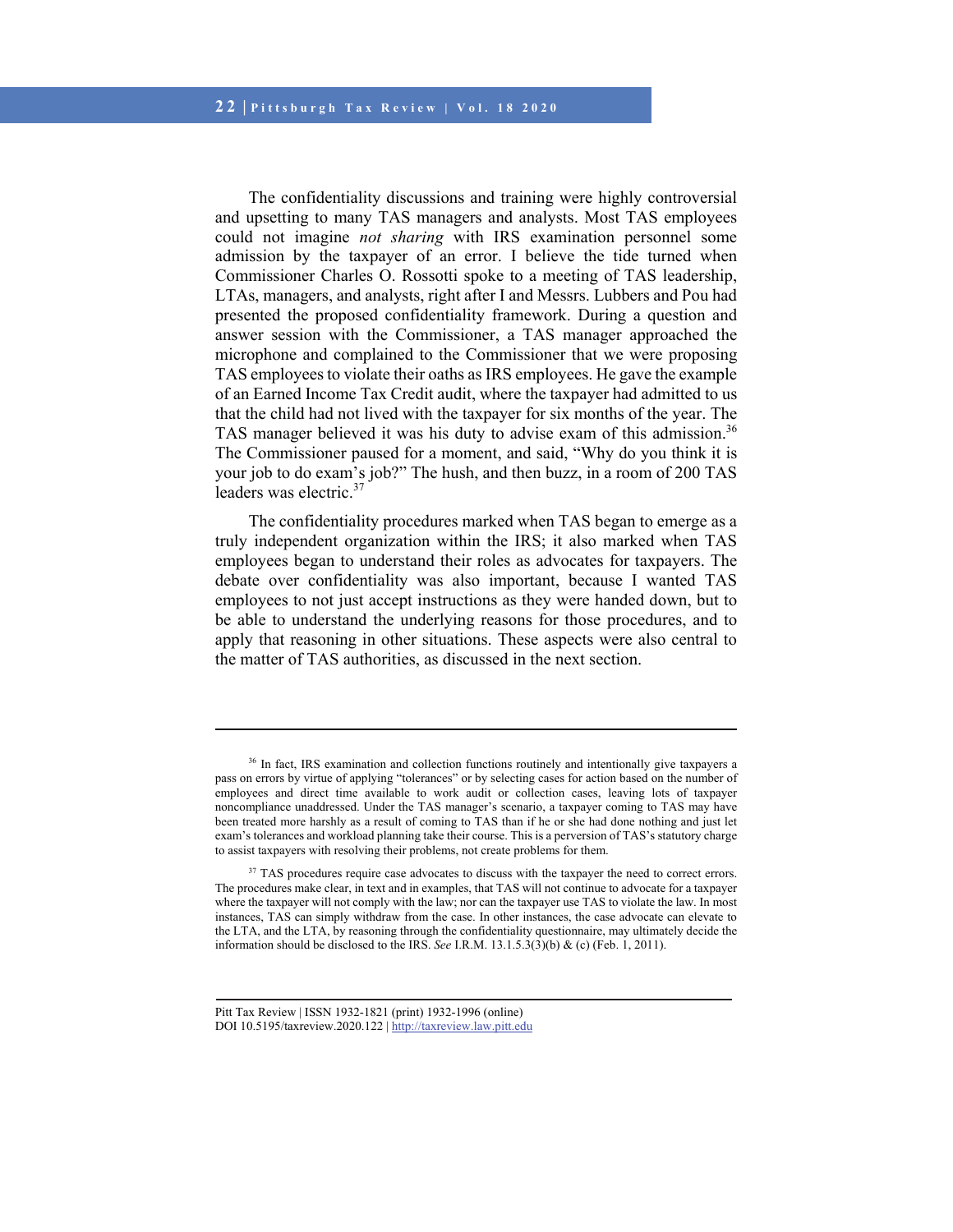The confidentiality discussions and training were highly controversial and upsetting to many TAS managers and analysts. Most TAS employees could not imagine *not sharing* with IRS examination personnel some admission by the taxpayer of an error. I believe the tide turned when Commissioner Charles O. Rossotti spoke to a meeting of TAS leadership, LTAs, managers, and analysts, right after I and Messrs. Lubbers and Pou had presented the proposed confidentiality framework. During a question and answer session with the Commissioner, a TAS manager approached the microphone and complained to the Commissioner that we were proposing TAS employees to violate their oaths as IRS employees. He gave the example of an Earned Income Tax Credit audit, where the taxpayer had admitted to us that the child had not lived with the taxpayer for six months of the year. The TAS manager believed it was his duty to advise exam of this admission.[36] The Commissioner paused for a moment, and said, "Why do you think it is your job to do exam's job?" The hush, and then buzz, in a room of 200 TAS leaders was electric.[37]

The confidentiality procedures marked when TAS began to emerge as a truly independent organization within the IRS; it also marked when TAS employees began to understand their roles as advocates for taxpayers. The debate over confidentiality was also important, because I wanted TAS employees to not just accept instructions as they were handed down, but to be able to understand the underlying reasons for those procedures, and to apply that reasoning in other situations. These aspects were also central to the matter of TAS authorities, as discussed in the next section.

---

[36] In fact, IRS examination and collection functions routinely and intentionally give taxpayers a pass on errors by virtue of applying "tolerances" or by selecting cases for action based on the number of employees and direct time available to work audit or collection cases, leaving lots of taxpayer noncompliance unaddressed. Under the TAS manager's scenario, a taxpayer coming to TAS may have been treated more harshly as a result of coming to TAS than if he or she had done nothing and just let exam's tolerances and workload planning take their course. This is a perversion of TAS's statutory charge to assist taxpayers with resolving their problems, not create problems for them.

[37] TAS procedures require case advocates to discuss with the taxpayer the need to correct errors. The procedures make clear, in text and in examples, that TAS will not continue to advocate for a taxpayer where the taxpayer will not comply with the law; nor can the taxpayer use TAS to violate the law. In most instances, TAS can simply withdraw from the case. In other instances, the case advocate can elevate to the LTA, and the LTA, by reasoning through the confidentiality questionnaire, may ultimately decide the information should be disclosed to the IRS. *See* I.R.M. 13.1.5.3(3)(b) & (c) (Feb. 1, 2011).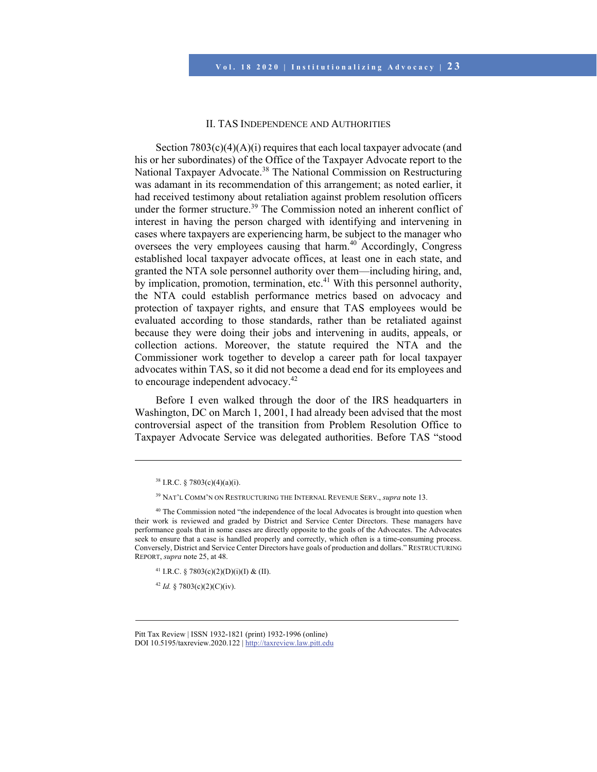## II. TAS INDEPENDENCE AND AUTHORITIES

Section 7803(c)(4)(A)(i) requires that each local taxpayer advocate (and his or her subordinates) of the Office of the Taxpayer Advocate report to the National Taxpayer Advocate.[38] The National Commission on Restructuring was adamant in its recommendation of this arrangement; as noted earlier, it had received testimony about retaliation against problem resolution officers under the former structure.[39] The Commission noted an inherent conflict of interest in having the person charged with identifying and intervening in cases where taxpayers are experiencing harm, be subject to the manager who oversees the very employees causing that harm.[40] Accordingly, Congress established local taxpayer advocate offices, at least one in each state, and granted the NTA sole personnel authority over them—including hiring, and, by implication, promotion, termination, etc.[41] With this personnel authority, the NTA could establish performance metrics based on advocacy and protection of taxpayer rights, and ensure that TAS employees would be evaluated according to those standards, rather than be retaliated against because they were doing their jobs and intervening in audits, appeals, or collection actions. Moreover, the statute required the NTA and the Commissioner work together to develop a career path for local taxpayer advocates within TAS, so it did not become a dead end for its employees and to encourage independent advocacy.[42]

Before I even walked through the door of the IRS headquarters in Washington, DC on March 1, 2001, I had already been advised that the most controversial aspect of the transition from Problem Resolution Office to Taxpayer Advocate Service was delegated authorities. Before TAS "stood

---

[38] I.R.C. § 7803(c)(4)(a)(i).

[39] NAT'L COMM'N ON RESTRUCTURING THE INTERNAL REVENUE SERV., *supra* note 13.

[40] The Commission noted "the independence of the local Advocates is brought into question when their work is reviewed and graded by District and Service Center Directors. These managers have performance goals that in some cases are directly opposite to the goals of the Advocates. The Advocates seek to ensure that a case is handled properly and correctly, which often is a time-consuming process. Conversely, District and Service Center Directors have goals of production and dollars." RESTRUCTURING REPORT, *supra* note 25, at 48.

[41] I.R.C. § 7803(c)(2)(D)(i)(I) & (II).

[42] *Id.* § 7803(c)(2)(C)(iv).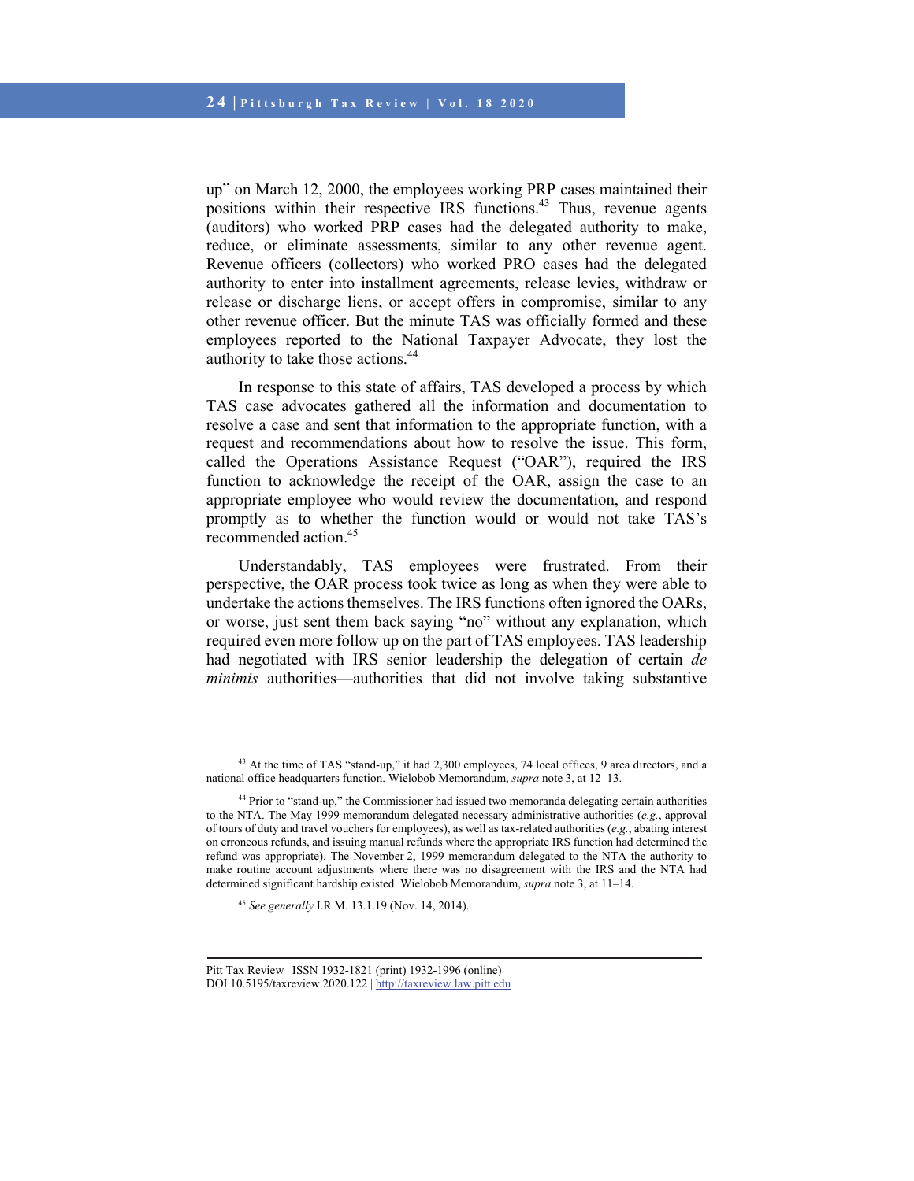up" on March 12, 2000, the employees working PRP cases maintained their positions within their respective IRS functions.[43] Thus, revenue agents (auditors) who worked PRP cases had the delegated authority to make, reduce, or eliminate assessments, similar to any other revenue agent. Revenue officers (collectors) who worked PRO cases had the delegated authority to enter into installment agreements, release levies, withdraw or release or discharge liens, or accept offers in compromise, similar to any other revenue officer. But the minute TAS was officially formed and these employees reported to the National Taxpayer Advocate, they lost the authority to take those actions.[44]

In response to this state of affairs, TAS developed a process by which TAS case advocates gathered all the information and documentation to resolve a case and sent that information to the appropriate function, with a request and recommendations about how to resolve the issue. This form, called the Operations Assistance Request ("OAR"), required the IRS function to acknowledge the receipt of the OAR, assign the case to an appropriate employee who would review the documentation, and respond promptly as to whether the function would or would not take TAS's recommended action.[45]

Understandably, TAS employees were frustrated. From their perspective, the OAR process took twice as long as when they were able to undertake the actions themselves. The IRS functions often ignored the OARs, or worse, just sent them back saying "no" without any explanation, which required even more follow up on the part of TAS employees. TAS leadership had negotiated with IRS senior leadership the delegation of certain *de minimis* authorities—authorities that did not involve taking substantive

---

[43] At the time of TAS "stand-up," it had 2,300 employees, 74 local offices, 9 area directors, and a national office headquarters function. Wielobob Memorandum, *supra* note 3, at 12–13.

[44] Prior to "stand-up," the Commissioner had issued two memoranda delegating certain authorities to the NTA. The May 1999 memorandum delegated necessary administrative authorities (*e.g.*, approval of tours of duty and travel vouchers for employees), as well as tax-related authorities (*e.g.*, abating interest on erroneous refunds, and issuing manual refunds where the appropriate IRS function had determined the refund was appropriate). The November 2, 1999 memorandum delegated to the NTA the authority to make routine account adjustments where there was no disagreement with the IRS and the NTA had determined significant hardship existed. Wielobob Memorandum, *supra* note 3, at 11–14.

[45] *See generally* I.R.M. 13.1.19 (Nov. 14, 2014).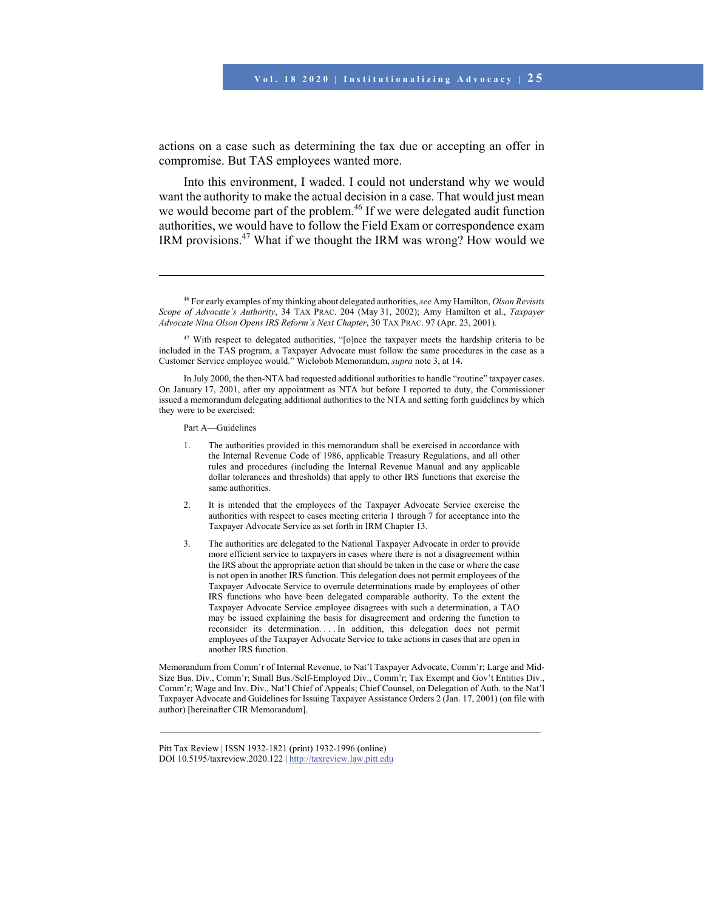actions on a case such as determining the tax due or accepting an offer in compromise. But TAS employees wanted more.

Into this environment, I waded. I could not understand why we would want the authority to make the actual decision in a case. That would just mean we would become part of the problem.[46] If we were delegated audit function authorities, we would have to follow the Field Exam or correspondence exam IRM provisions.[47] What if we thought the IRM was wrong? How would we

---

[46] For early examples of my thinking about delegated authorities, *see* Amy Hamilton, *Olson Revisits Scope of Advocate's Authority*, 34 TAX PRAC. 204 (May 31, 2002); Amy Hamilton et al., *Taxpayer Advocate Nina Olson Opens IRS Reform's Next Chapter*, 30 TAX PRAC. 97 (Apr. 23, 2001).

[47] With respect to delegated authorities, "[o]nce the taxpayer meets the hardship criteria to be included in the TAS program, a Taxpayer Advocate must follow the same procedures in the case as a Customer Service employee would." Wielobob Memorandum, *supra* note 3, at 14.

In July 2000, the then-NTA had requested additional authorities to handle "routine" taxpayer cases. On January 17, 2001, after my appointment as NTA but before I reported to duty, the Commissioner issued a memorandum delegating additional authorities to the NTA and setting forth guidelines by which they were to be exercised:

> Part A—Guidelines
>
> 1. The authorities provided in this memorandum shall be exercised in accordance with the Internal Revenue Code of 1986, applicable Treasury Regulations, and all other rules and procedures (including the Internal Revenue Manual and any applicable dollar tolerances and thresholds) that apply to other IRS functions that exercise the same authorities.
>
> 2. It is intended that the employees of the Taxpayer Advocate Service exercise the authorities with respect to cases meeting criteria 1 through 7 for acceptance into the Taxpayer Advocate Service as set forth in IRM Chapter 13.
>
> 3. The authorities are delegated to the National Taxpayer Advocate in order to provide more efficient service to taxpayers in cases where there is not a disagreement within the IRS about the appropriate action that should be taken in the case or where the case is not open in another IRS function. This delegation does not permit employees of the Taxpayer Advocate Service to overrule determinations made by employees of other IRS functions who have been delegated comparable authority. To the extent the Taxpayer Advocate Service employee disagrees with such a determination, a TAO may be issued explaining the basis for disagreement and ordering the function to reconsider its determination. . . . In addition, this delegation does not permit employees of the Taxpayer Advocate Service to take actions in cases that are open in another IRS function.

Memorandum from Comm'r of Internal Revenue, to Nat'l Taxpayer Advocate, Comm'r; Large and Mid-Size Bus. Div., Comm'r; Small Bus./Self-Employed Div., Comm'r; Tax Exempt and Gov't Entities Div., Comm'r; Wage and Inv. Div., Nat'l Chief of Appeals; Chief Counsel, on Delegation of Auth. to the Nat'l Taxpayer Advocate and Guidelines for Issuing Taxpayer Assistance Orders 2 (Jan. 17, 2001) (on file with author) [hereinafter CIR Memorandum].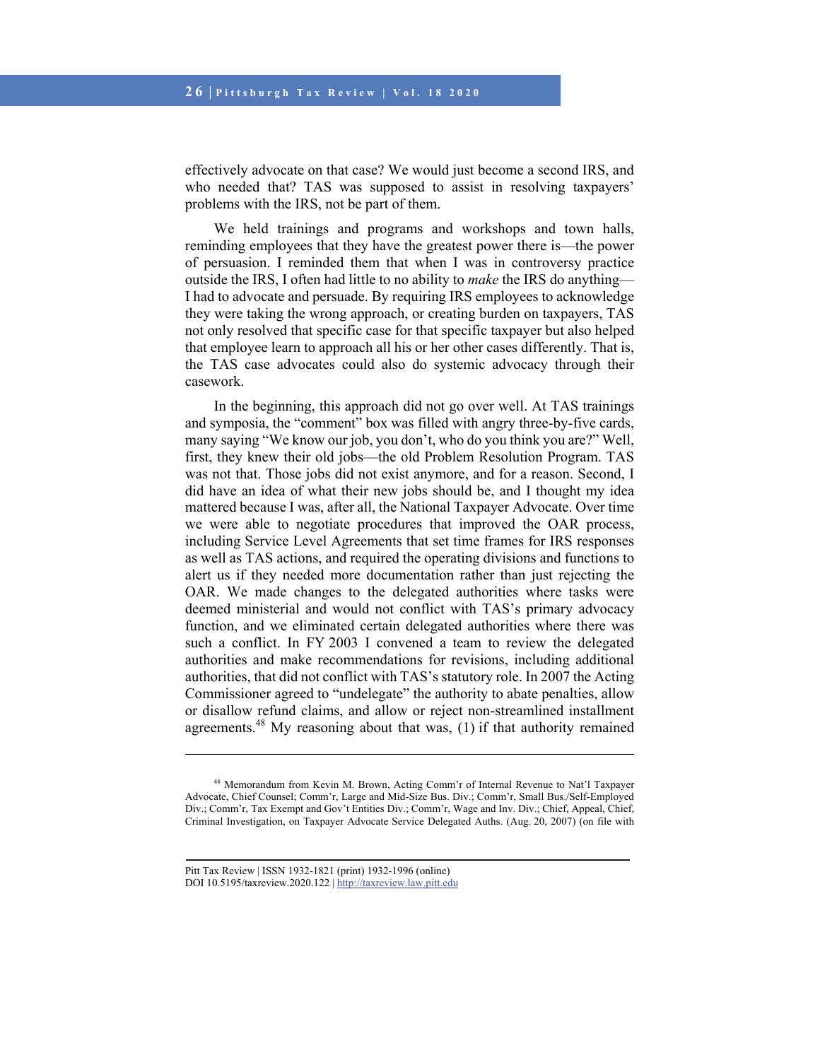effectively advocate on that case? We would just become a second IRS, and who needed that? TAS was supposed to assist in resolving taxpayers' problems with the IRS, not be part of them.

We held trainings and programs and workshops and town halls, reminding employees that they have the greatest power there is—the power of persuasion. I reminded them that when I was in controversy practice outside the IRS, I often had little to no ability to *make* the IRS do anything—I had to advocate and persuade. By requiring IRS employees to acknowledge they were taking the wrong approach, or creating burden on taxpayers, TAS not only resolved that specific case for that specific taxpayer but also helped that employee learn to approach all his or her other cases differently. That is, the TAS case advocates could also do systemic advocacy through their casework.

In the beginning, this approach did not go over well. At TAS trainings and symposia, the "comment" box was filled with angry three-by-five cards, many saying "We know our job, you don't, who do you think you are?" Well, first, they knew their old jobs—the old Problem Resolution Program. TAS was not that. Those jobs did not exist anymore, and for a reason. Second, I did have an idea of what their new jobs should be, and I thought my idea mattered because I was, after all, the National Taxpayer Advocate. Over time we were able to negotiate procedures that improved the OAR process, including Service Level Agreements that set time frames for IRS responses as well as TAS actions, and required the operating divisions and functions to alert us if they needed more documentation rather than just rejecting the OAR. We made changes to the delegated authorities where tasks were deemed ministerial and would not conflict with TAS's primary advocacy function, and we eliminated certain delegated authorities where there was such a conflict. In FY 2003 I convened a team to review the delegated authorities and make recommendations for revisions, including additional authorities, that did not conflict with TAS's statutory role. In 2007 the Acting Commissioner agreed to "undelegate" the authority to abate penalties, allow or disallow refund claims, and allow or reject non-streamlined installment agreements.[48] My reasoning about that was, (1) if that authority remained

---

[48] Memorandum from Kevin M. Brown, Acting Comm'r of Internal Revenue to Nat'l Taxpayer Advocate, Chief Counsel; Comm'r, Large and Mid-Size Bus. Div.; Comm'r, Small Bus./Self-Employed Div.; Comm'r, Tax Exempt and Gov't Entities Div.; Comm'r, Wage and Inv. Div.; Chief, Appeal, Chief, Criminal Investigation, on Taxpayer Advocate Service Delegated Auths. (Aug. 20, 2007) (on file with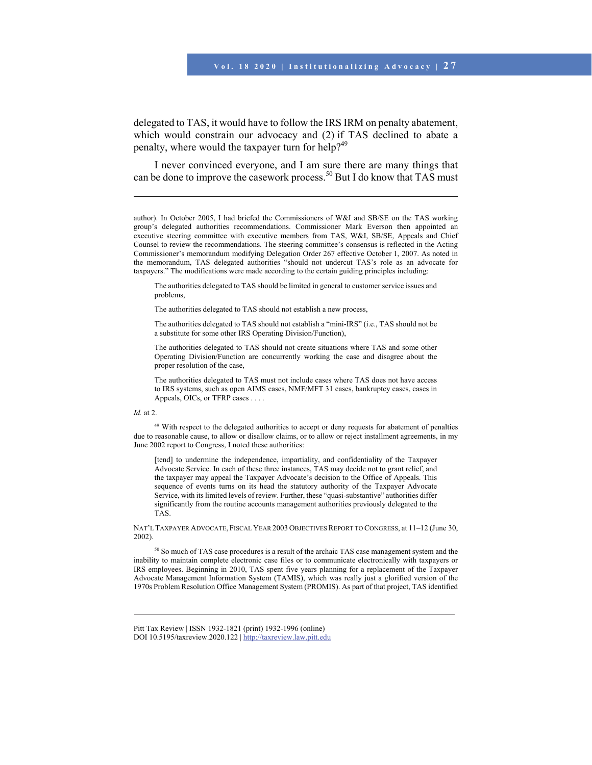delegated to TAS, it would have to follow the IRS IRM on penalty abatement, which would constrain our advocacy and (2) if TAS declined to abate a penalty, where would the taxpayer turn for help?[49]

I never convinced everyone, and I am sure there are many things that can be done to improve the casework process.[50] But I do know that TAS must

---

author). In October 2005, I had briefed the Commissioners of W&I and SB/SE on the TAS working group's delegated authorities recommendations. Commissioner Mark Everson then appointed an executive steering committee with executive members from TAS, W&I, SB/SE, Appeals and Chief Counsel to review the recommendations. The steering committee's consensus is reflected in the Acting Commissioner's memorandum modifying Delegation Order 267 effective October 1, 2007. As noted in the memorandum, TAS delegated authorities "should not undercut TAS's role as an advocate for taxpayers." The modifications were made according to the certain guiding principles including:

> The authorities delegated to TAS should be limited in general to customer service issues and problems,
>
> The authorities delegated to TAS should not establish a new process,
>
> The authorities delegated to TAS should not establish a "mini-IRS" (i.e., TAS should not be a substitute for some other IRS Operating Division/Function),
>
> The authorities delegated to TAS should not create situations where TAS and some other Operating Division/Function are concurrently working the case and disagree about the proper resolution of the case,
>
> The authorities delegated to TAS must not include cases where TAS does not have access to IRS systems, such as open AIMS cases, NMF/MFT 31 cases, bankruptcy cases, cases in Appeals, OICs, or TFRP cases . . . .

*Id.* at 2.

[49] With respect to the delegated authorities to accept or deny requests for abatement of penalties due to reasonable cause, to allow or disallow claims, or to allow or reject installment agreements, in my June 2002 report to Congress, I noted these authorities:

> [tend] to undermine the independence, impartiality, and confidentiality of the Taxpayer Advocate Service. In each of these three instances, TAS may decide not to grant relief, and the taxpayer may appeal the Taxpayer Advocate's decision to the Office of Appeals. This sequence of events turns on its head the statutory authority of the Taxpayer Advocate Service, with its limited levels of review. Further, these "quasi-substantive" authorities differ significantly from the routine accounts management authorities previously delegated to the TAS.

NAT'L TAXPAYER ADVOCATE, FISCAL YEAR 2003 OBJECTIVES REPORT TO CONGRESS, at 11–12 (June 30, 2002).

[50] So much of TAS case procedures is a result of the archaic TAS case management system and the inability to maintain complete electronic case files or to communicate electronically with taxpayers or IRS employees. Beginning in 2010, TAS spent five years planning for a replacement of the Taxpayer Advocate Management Information System (TAMIS), which was really just a glorified version of the 1970s Problem Resolution Office Management System (PROMIS). As part of that project, TAS identified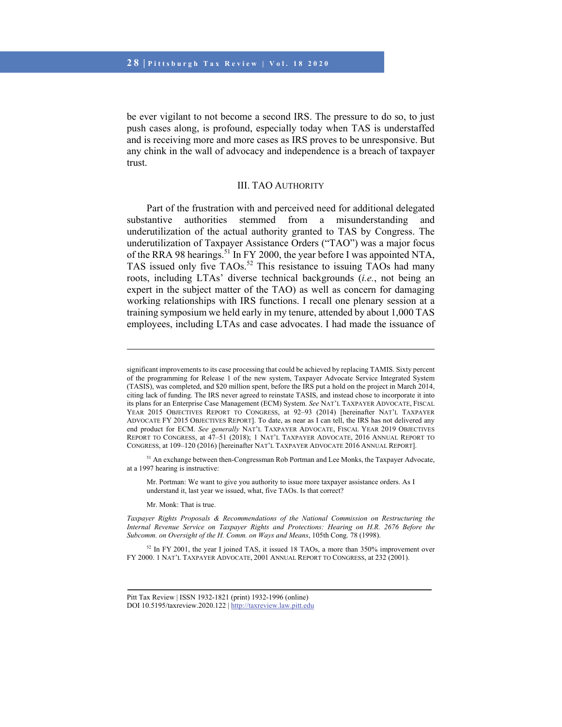be ever vigilant to not become a second IRS. The pressure to do so, to just push cases along, is profound, especially today when TAS is understaffed and is receiving more and more cases as IRS proves to be unresponsive. But any chink in the wall of advocacy and independence is a breach of taxpayer trust.

## III. TAO Authority

Part of the frustration with and perceived need for additional delegated substantive authorities stemmed from a misunderstanding and underutilization of the actual authority granted to TAS by Congress. The underutilization of Taxpayer Assistance Orders ("TAO") was a major focus of the RRA 98 hearings.[51] In FY 2000, the year before I was appointed NTA, TAS issued only five TAOs.[52] This resistance to issuing TAOs had many roots, including LTAs' diverse technical backgrounds (*i.e.*, not being an expert in the subject matter of the TAO) as well as concern for damaging working relationships with IRS functions. I recall one plenary session at a training symposium we held early in my tenure, attended by about 1,000 TAS employees, including LTAs and case advocates. I had made the issuance of

---

significant improvements to its case processing that could be achieved by replacing TAMIS. Sixty percent of the programming for Release 1 of the new system, Taxpayer Advocate Service Integrated System (TASIS), was completed, and $20 million spent, before the IRS put a hold on the project in March 2014, citing lack of funding. The IRS never agreed to reinstate TASIS, and instead chose to incorporate it into its plans for an Enterprise Case Management (ECM) System. *See* Nat'l Taxpayer Advocate, Fiscal Year 2015 Objectives Report to Congress, at 92–93 (2014) [hereinafter Nat'l Taxpayer Advocate FY 2015 Objectives Report]. To date, as near as I can tell, the IRS has not delivered any end product for ECM. *See generally* Nat'l Taxpayer Advocate, Fiscal Year 2019 Objectives Report to Congress, at 47–51 (2018); 1 Nat'l Taxpayer Advocate, 2016 Annual Report to Congress, at 109–120 (2016) [hereinafter Nat'l Taxpayer Advocate 2016 Annual Report].

[51] An exchange between then-Congressman Rob Portman and Lee Monks, the Taxpayer Advocate, at a 1997 hearing is instructive:

> Mr. Portman: We want to give you authority to issue more taxpayer assistance orders. As I understand it, last year we issued, what, five TAOs. Is that correct?
>
> Mr. Monk: That is true.

*Taxpayer Rights Proposals & Recommendations of the National Commission on Restructuring the Internal Revenue Service on Taxpayer Rights and Protections: Hearing on H.R. 2676 Before the Subcomm. on Oversight of the H. Comm. on Ways and Means*, 105th Cong. 78 (1998).

[52] In FY 2001, the year I joined TAS, it issued 18 TAOs, a more than 350% improvement over FY 2000. 1 Nat'l Taxpayer Advocate, 2001 Annual Report to Congress, at 232 (2001).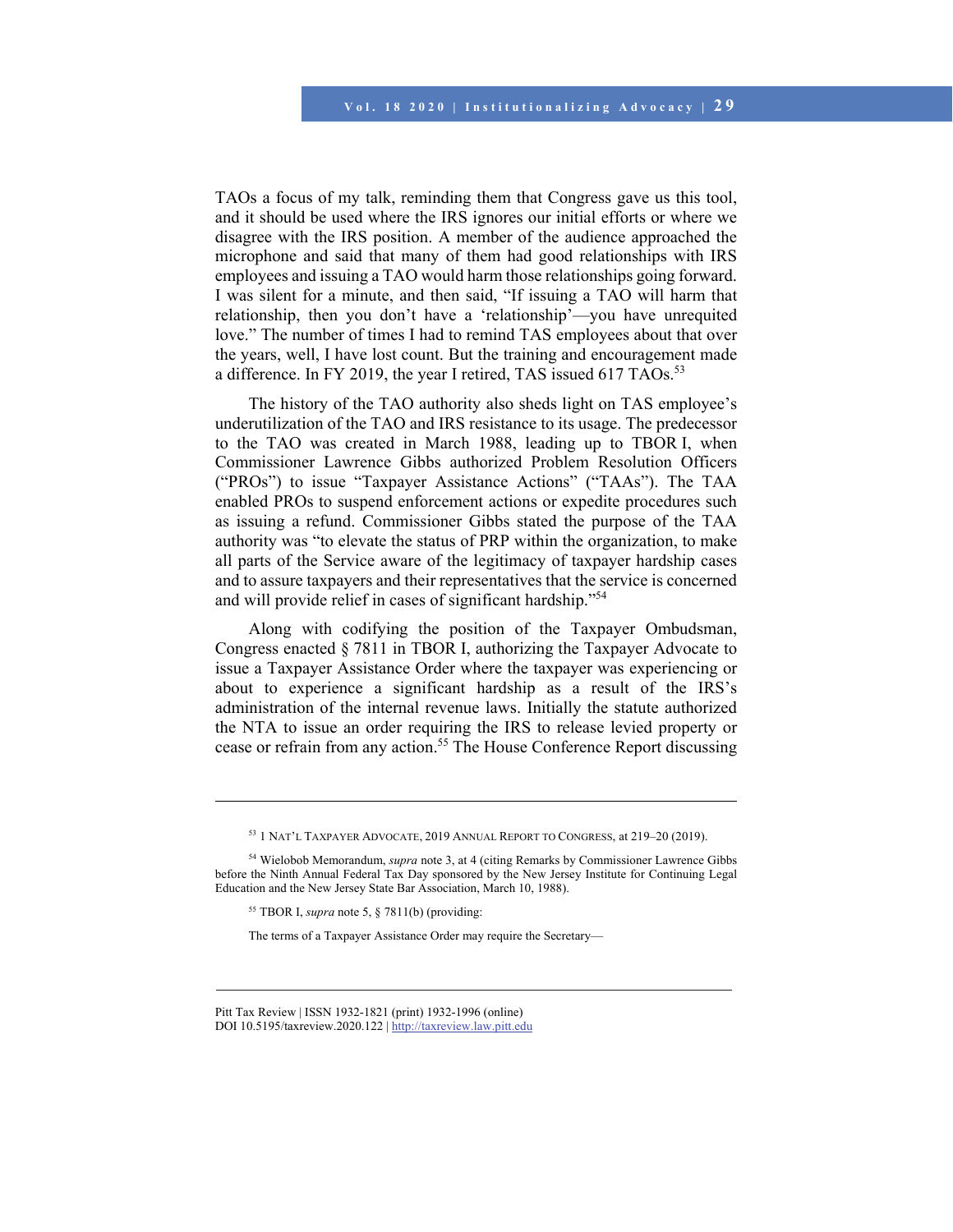TAOs a focus of my talk, reminding them that Congress gave us this tool, and it should be used where the IRS ignores our initial efforts or where we disagree with the IRS position. A member of the audience approached the microphone and said that many of them had good relationships with IRS employees and issuing a TAO would harm those relationships going forward. I was silent for a minute, and then said, "If issuing a TAO will harm that relationship, then you don't have a 'relationship'—you have unrequited love." The number of times I had to remind TAS employees about that over the years, well, I have lost count. But the training and encouragement made a difference. In FY 2019, the year I retired, TAS issued 617 TAOs.[53]

The history of the TAO authority also sheds light on TAS employee's underutilization of the TAO and IRS resistance to its usage. The predecessor to the TAO was created in March 1988, leading up to TBOR I, when Commissioner Lawrence Gibbs authorized Problem Resolution Officers ("PROs") to issue "Taxpayer Assistance Actions" ("TAAs"). The TAA enabled PROs to suspend enforcement actions or expedite procedures such as issuing a refund. Commissioner Gibbs stated the purpose of the TAA authority was "to elevate the status of PRP within the organization, to make all parts of the Service aware of the legitimacy of taxpayer hardship cases and to assure taxpayers and their representatives that the service is concerned and will provide relief in cases of significant hardship."[54]

Along with codifying the position of the Taxpayer Ombudsman, Congress enacted § 7811 in TBOR I, authorizing the Taxpayer Advocate to issue a Taxpayer Assistance Order where the taxpayer was experiencing or about to experience a significant hardship as a result of the IRS's administration of the internal revenue laws. Initially the statute authorized the NTA to issue an order requiring the IRS to release levied property or cease or refrain from any action.[55] The House Conference Report discussing

---

[53] 1 NAT'L TAXPAYER ADVOCATE, 2019 ANNUAL REPORT TO CONGRESS, at 219–20 (2019).

[54] Wielobob Memorandum, *supra* note 3, at 4 (citing Remarks by Commissioner Lawrence Gibbs before the Ninth Annual Federal Tax Day sponsored by the New Jersey Institute for Continuing Legal Education and the New Jersey State Bar Association, March 10, 1988).

[55] TBOR I, *supra* note 5, § 7811(b) (providing:

The terms of a Taxpayer Assistance Order may require the Secretary—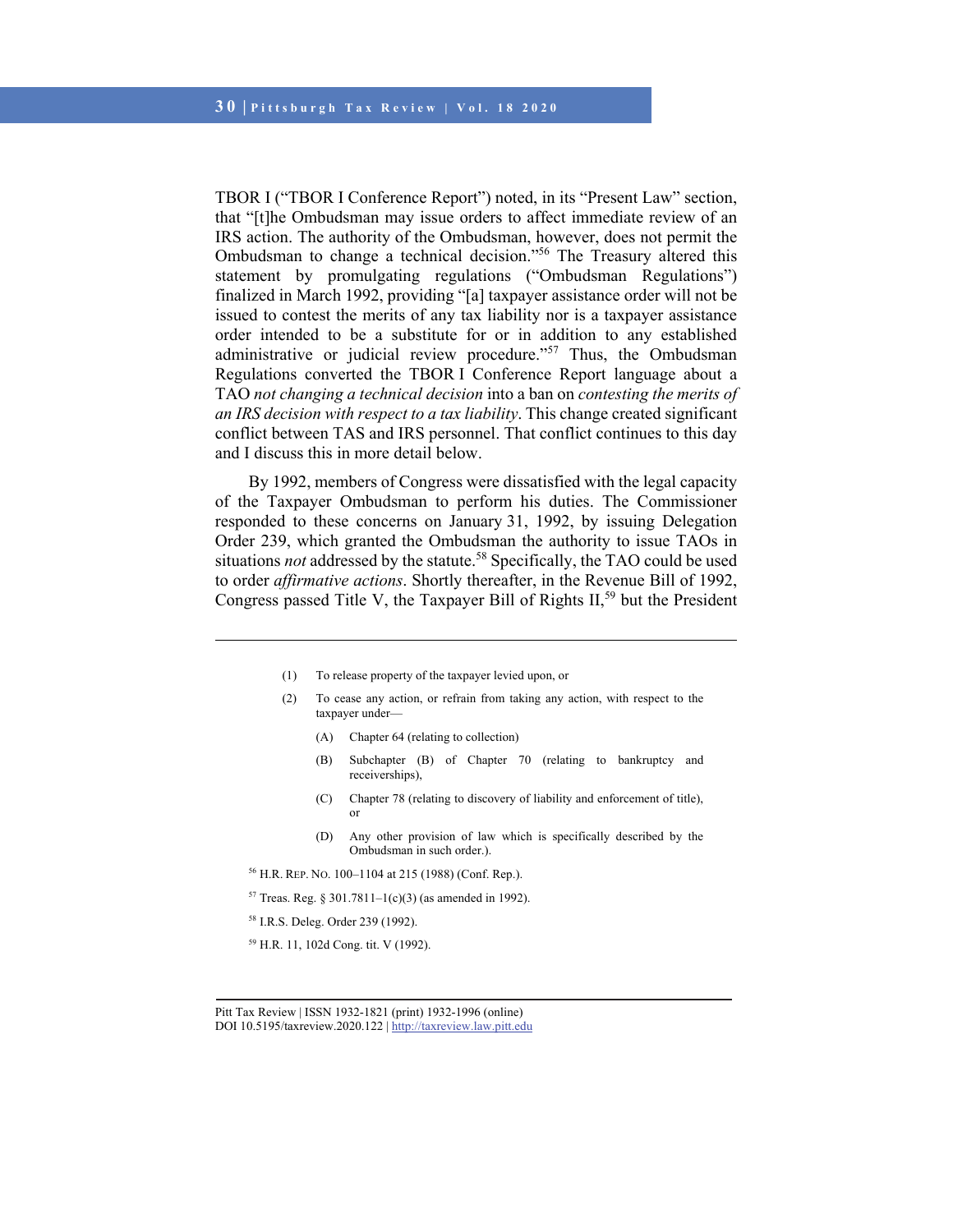TBOR I ("TBOR I Conference Report") noted, in its "Present Law" section, that "[t]he Ombudsman may issue orders to affect immediate review of an IRS action. The authority of the Ombudsman, however, does not permit the Ombudsman to change a technical decision."[56] The Treasury altered this statement by promulgating regulations ("Ombudsman Regulations") finalized in March 1992, providing "[a] taxpayer assistance order will not be issued to contest the merits of any tax liability nor is a taxpayer assistance order intended to be a substitute for or in addition to any established administrative or judicial review procedure."[57] Thus, the Ombudsman Regulations converted the TBOR I Conference Report language about a TAO *not changing a technical decision* into a ban on *contesting the merits of an IRS decision with respect to a tax liability*. This change created significant conflict between TAS and IRS personnel. That conflict continues to this day and I discuss this in more detail below.

By 1992, members of Congress were dissatisfied with the legal capacity of the Taxpayer Ombudsman to perform his duties. The Commissioner responded to these concerns on January 31, 1992, by issuing Delegation Order 239, which granted the Ombudsman the authority to issue TAOs in situations *not* addressed by the statute.[58] Specifically, the TAO could be used to order *affirmative actions*. Shortly thereafter, in the Revenue Bill of 1992, Congress passed Title V, the Taxpayer Bill of Rights II,[59] but the President

---

(1) To release property of the taxpayer levied upon, or

(2) To cease any action, or refrain from taking any action, with respect to the taxpayer under—

(A) Chapter 64 (relating to collection)

(B) Subchapter (B) of Chapter 70 (relating to bankruptcy and receiverships),

(C) Chapter 78 (relating to discovery of liability and enforcement of title), or

(D) Any other provision of law which is specifically described by the Ombudsman in such order.).

[56] H.R. REP. NO. 100–1104 at 215 (1988) (Conf. Rep.).

[57] Treas. Reg. § 301.7811–1(c)(3) (as amended in 1992).

[58] I.R.S. Deleg. Order 239 (1992).

[59] H.R. 11, 102d Cong. tit. V (1992).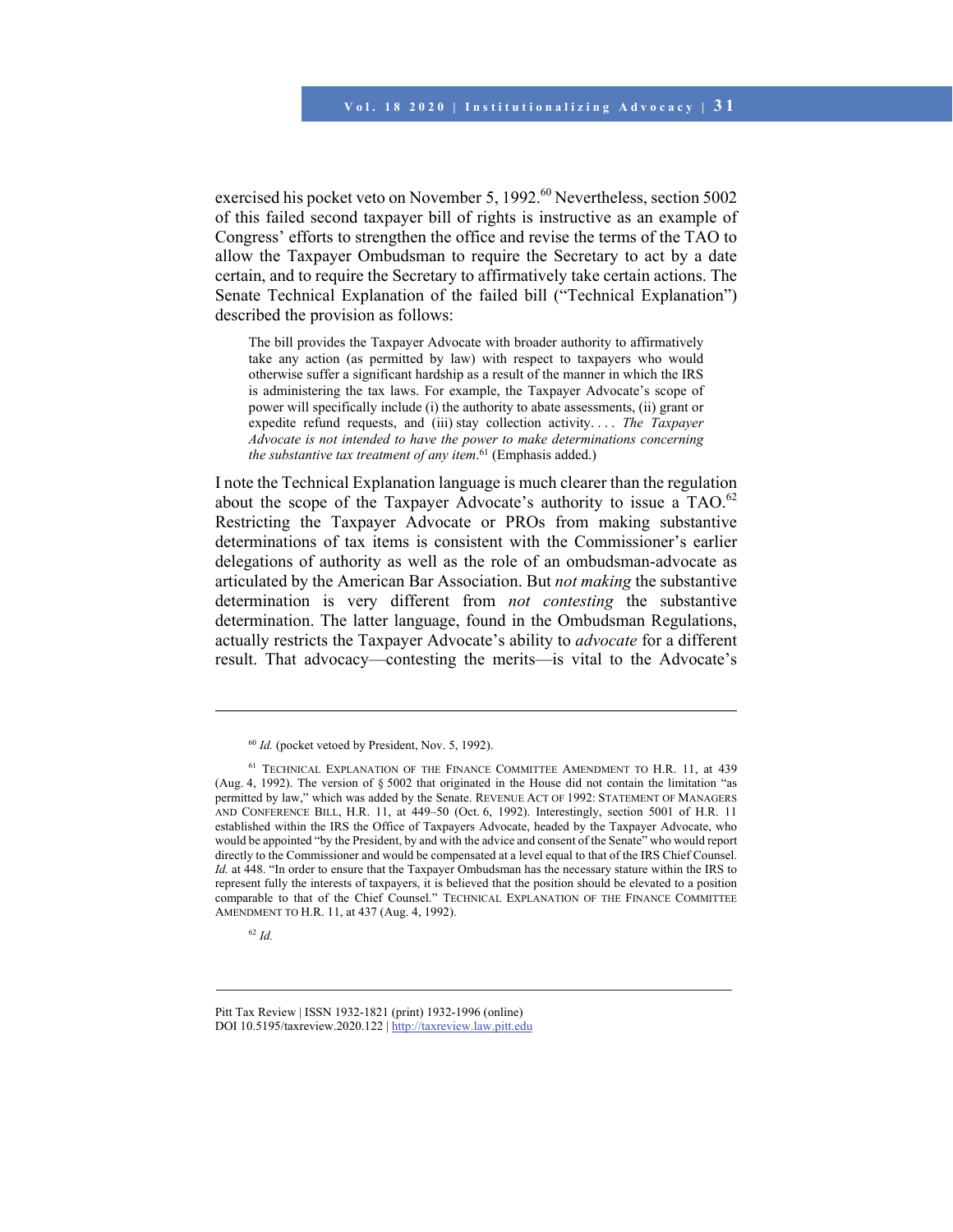exercised his pocket veto on November 5, 1992.[60] Nevertheless, section 5002 of this failed second taxpayer bill of rights is instructive as an example of Congress' efforts to strengthen the office and revise the terms of the TAO to allow the Taxpayer Ombudsman to require the Secretary to act by a date certain, and to require the Secretary to affirmatively take certain actions. The Senate Technical Explanation of the failed bill ("Technical Explanation") described the provision as follows:

> The bill provides the Taxpayer Advocate with broader authority to affirmatively take any action (as permitted by law) with respect to taxpayers who would otherwise suffer a significant hardship as a result of the manner in which the IRS is administering the tax laws. For example, the Taxpayer Advocate's scope of power will specifically include (i) the authority to abate assessments, (ii) grant or expedite refund requests, and (iii) stay collection activity. . . . *The Taxpayer Advocate is not intended to have the power to make determinations concerning the substantive tax treatment of any item*.[61] (Emphasis added.)

I note the Technical Explanation language is much clearer than the regulation about the scope of the Taxpayer Advocate's authority to issue a TAO.[62] Restricting the Taxpayer Advocate or PROs from making substantive determinations of tax items is consistent with the Commissioner's earlier delegations of authority as well as the role of an ombudsman-advocate as articulated by the American Bar Association. But *not making* the substantive determination is very different from *not contesting* the substantive determination. The latter language, found in the Ombudsman Regulations, actually restricts the Taxpayer Advocate's ability to *advocate* for a different result. That advocacy—contesting the merits—is vital to the Advocate's

---

[60] *Id.* (pocket vetoed by President, Nov. 5, 1992).

[61] TECHNICAL EXPLANATION OF THE FINANCE COMMITTEE AMENDMENT TO H.R. 11, at 439 (Aug. 4, 1992). The version of § 5002 that originated in the House did not contain the limitation "as permitted by law," which was added by the Senate. REVENUE ACT OF 1992: STATEMENT OF MANAGERS AND CONFERENCE BILL, H.R. 11, at 449–50 (Oct. 6, 1992). Interestingly, section 5001 of H.R. 11 established within the IRS the Office of Taxpayers Advocate, headed by the Taxpayer Advocate, who would be appointed "by the President, by and with the advice and consent of the Senate" who would report directly to the Commissioner and would be compensated at a level equal to that of the IRS Chief Counsel. *Id.* at 448. "In order to ensure that the Taxpayer Ombudsman has the necessary stature within the IRS to represent fully the interests of taxpayers, it is believed that the position should be elevated to a position comparable to that of the Chief Counsel." TECHNICAL EXPLANATION OF THE FINANCE COMMITTEE AMENDMENT TO H.R. 11, at 437 (Aug. 4, 1992).

[62] *Id.*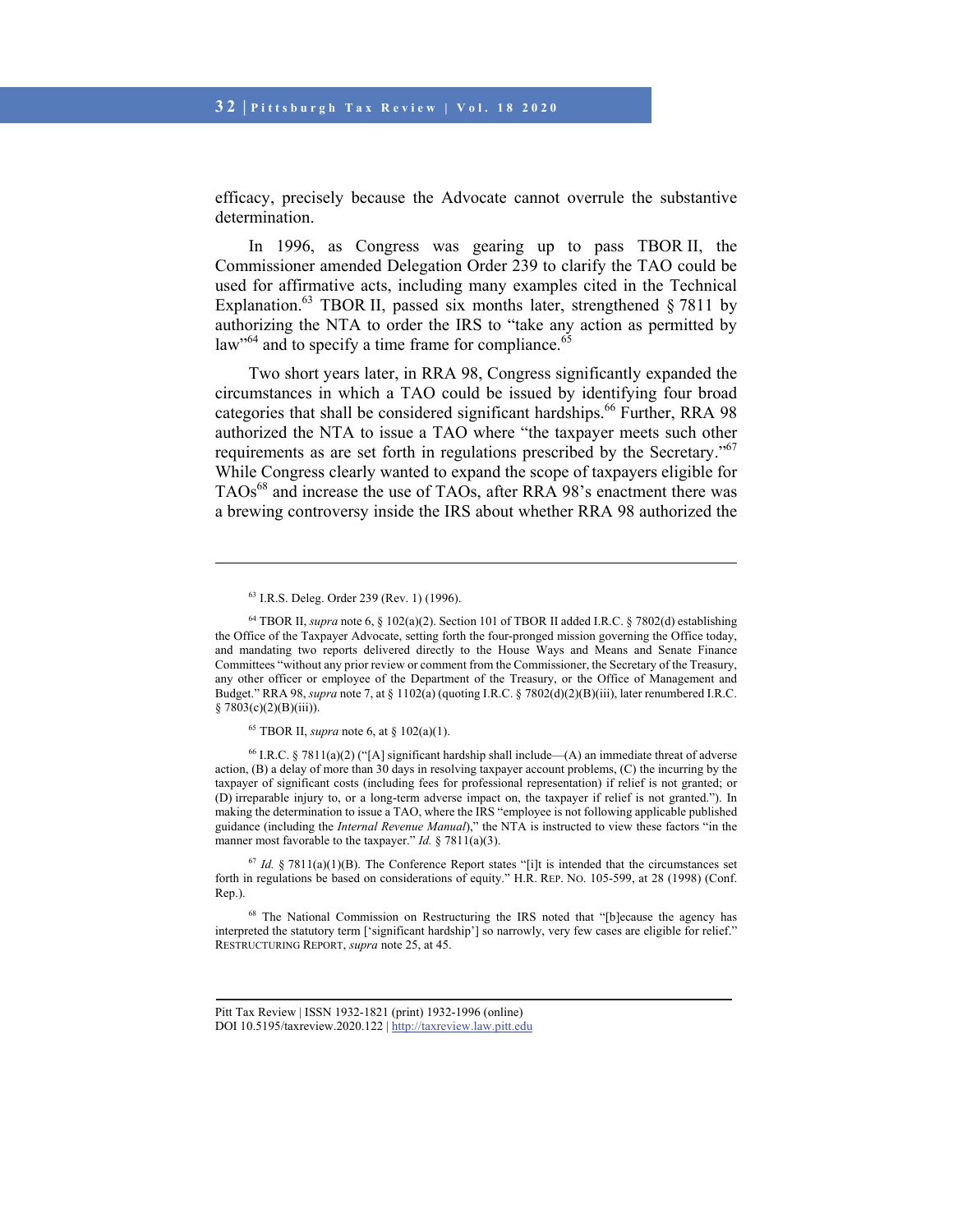efficacy, precisely because the Advocate cannot overrule the substantive determination.

In 1996, as Congress was gearing up to pass TBOR II, the Commissioner amended Delegation Order 239 to clarify the TAO could be used for affirmative acts, including many examples cited in the Technical Explanation.[63] TBOR II, passed six months later, strengthened § 7811 by authorizing the NTA to order the IRS to "take any action as permitted by law"[64] and to specify a time frame for compliance.[65]

Two short years later, in RRA 98, Congress significantly expanded the circumstances in which a TAO could be issued by identifying four broad categories that shall be considered significant hardships.[66] Further, RRA 98 authorized the NTA to issue a TAO where "the taxpayer meets such other requirements as are set forth in regulations prescribed by the Secretary."[67] While Congress clearly wanted to expand the scope of taxpayers eligible for TAOs[68] and increase the use of TAOs, after RRA 98's enactment there was a brewing controversy inside the IRS about whether RRA 98 authorized the

---

[63] I.R.S. Deleg. Order 239 (Rev. 1) (1996).

[64] TBOR II, *supra* note 6, § 102(a)(2). Section 101 of TBOR II added I.R.C. § 7802(d) establishing the Office of the Taxpayer Advocate, setting forth the four-pronged mission governing the Office today, and mandating two reports delivered directly to the House Ways and Means and Senate Finance Committees "without any prior review or comment from the Commissioner, the Secretary of the Treasury, any other officer or employee of the Department of the Treasury, or the Office of Management and Budget." RRA 98, *supra* note 7, at § 1102(a) (quoting I.R.C. § 7802(d)(2)(B)(iii), later renumbered I.R.C. § 7803(c)(2)(B)(iii)).

[65] TBOR II, *supra* note 6, at § 102(a)(1).

[66] I.R.C. § 7811(a)(2) ("[A] significant hardship shall include—(A) an immediate threat of adverse action, (B) a delay of more than 30 days in resolving taxpayer account problems, (C) the incurring by the taxpayer of significant costs (including fees for professional representation) if relief is not granted; or (D) irreparable injury to, or a long-term adverse impact on, the taxpayer if relief is not granted."). In making the determination to issue a TAO, where the IRS "employee is not following applicable published guidance (including the *Internal Revenue Manual*)," the NTA is instructed to view these factors "in the manner most favorable to the taxpayer." *Id.* § 7811(a)(3).

[67] *Id.* § 7811(a)(1)(B). The Conference Report states "[i]t is intended that the circumstances set forth in regulations be based on considerations of equity." H.R. REP. NO. 105-599, at 28 (1998) (Conf. Rep.).

[68] The National Commission on Restructuring the IRS noted that "[b]ecause the agency has interpreted the statutory term ['significant hardship'] so narrowly, very few cases are eligible for relief." RESTRUCTURING REPORT, *supra* note 25, at 45.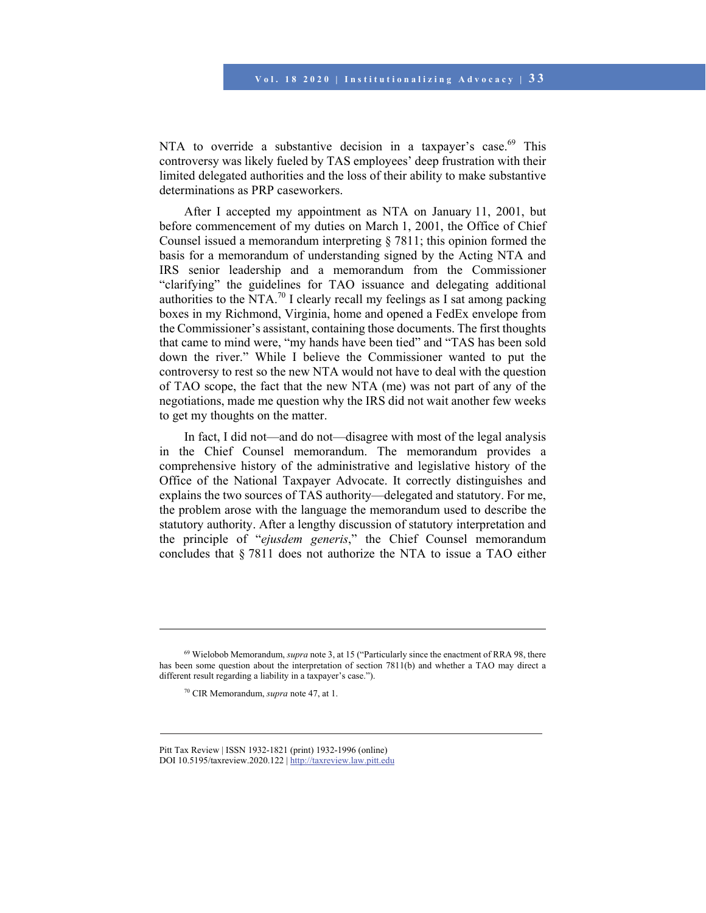NTA to override a substantive decision in a taxpayer's case.[69] This controversy was likely fueled by TAS employees' deep frustration with their limited delegated authorities and the loss of their ability to make substantive determinations as PRP caseworkers.

After I accepted my appointment as NTA on January 11, 2001, but before commencement of my duties on March 1, 2001, the Office of Chief Counsel issued a memorandum interpreting § 7811; this opinion formed the basis for a memorandum of understanding signed by the Acting NTA and IRS senior leadership and a memorandum from the Commissioner "clarifying" the guidelines for TAO issuance and delegating additional authorities to the NTA.[70] I clearly recall my feelings as I sat among packing boxes in my Richmond, Virginia, home and opened a FedEx envelope from the Commissioner's assistant, containing those documents. The first thoughts that came to mind were, "my hands have been tied" and "TAS has been sold down the river." While I believe the Commissioner wanted to put the controversy to rest so the new NTA would not have to deal with the question of TAO scope, the fact that the new NTA (me) was not part of any of the negotiations, made me question why the IRS did not wait another few weeks to get my thoughts on the matter.

In fact, I did not—and do not—disagree with most of the legal analysis in the Chief Counsel memorandum. The memorandum provides a comprehensive history of the administrative and legislative history of the Office of the National Taxpayer Advocate. It correctly distinguishes and explains the two sources of TAS authority—delegated and statutory. For me, the problem arose with the language the memorandum used to describe the statutory authority. After a lengthy discussion of statutory interpretation and the principle of "*ejusdem generis*," the Chief Counsel memorandum concludes that § 7811 does not authorize the NTA to issue a TAO either

---

[69] Wielobob Memorandum, *supra* note 3, at 15 ("Particularly since the enactment of RRA 98, there has been some question about the interpretation of section 7811(b) and whether a TAO may direct a different result regarding a liability in a taxpayer's case.").

[70] CIR Memorandum, *supra* note 47, at 1.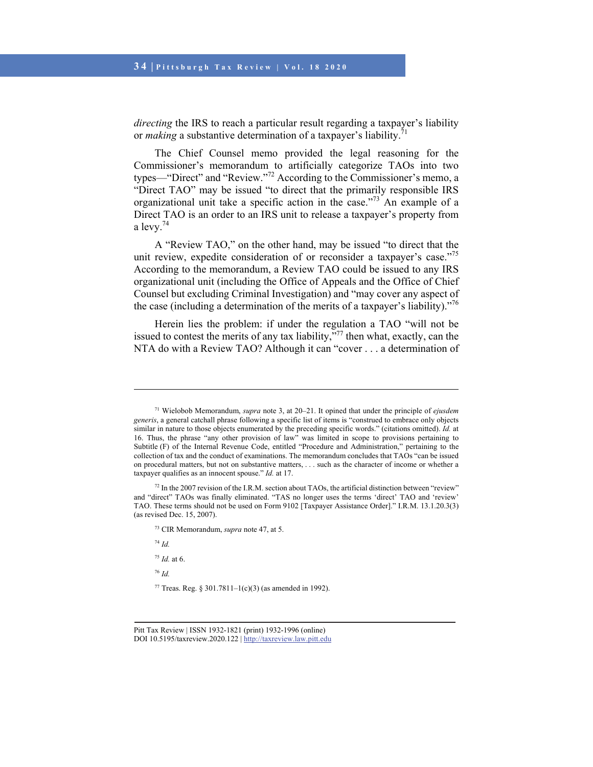*directing* the IRS to reach a particular result regarding a taxpayer's liability or *making* a substantive determination of a taxpayer's liability.[71]

The Chief Counsel memo provided the legal reasoning for the Commissioner's memorandum to artificially categorize TAOs into two types—"Direct" and "Review."[72] According to the Commissioner's memo, a "Direct TAO" may be issued "to direct that the primarily responsible IRS organizational unit take a specific action in the case."[73] An example of a Direct TAO is an order to an IRS unit to release a taxpayer's property from a levy.[74]

A "Review TAO," on the other hand, may be issued "to direct that the unit review, expedite consideration of or reconsider a taxpayer's case."[75] According to the memorandum, a Review TAO could be issued to any IRS organizational unit (including the Office of Appeals and the Office of Chief Counsel but excluding Criminal Investigation) and "may cover any aspect of the case (including a determination of the merits of a taxpayer's liability)."[76]

Herein lies the problem: if under the regulation a TAO "will not be issued to contest the merits of any tax liability,"[77] then what, exactly, can the NTA do with a Review TAO? Although it can "cover . . . a determination of

---

[71] Wielobob Memorandum, *supra* note 3, at 20–21. It opined that under the principle of *ejusdem generis*, a general catchall phrase following a specific list of items is "construed to embrace only objects similar in nature to those objects enumerated by the preceding specific words." (citations omitted). *Id.* at 16. Thus, the phrase "any other provision of law" was limited in scope to provisions pertaining to Subtitle (F) of the Internal Revenue Code, entitled "Procedure and Administration," pertaining to the collection of tax and the conduct of examinations. The memorandum concludes that TAOs "can be issued on procedural matters, but not on substantive matters, . . . such as the character of income or whether a taxpayer qualifies as an innocent spouse." *Id.* at 17.

[72] In the 2007 revision of the I.R.M. section about TAOs, the artificial distinction between "review" and "direct" TAOs was finally eliminated. "TAS no longer uses the terms 'direct' TAO and 'review' TAO. These terms should not be used on Form 9102 [Taxpayer Assistance Order]." I.R.M. 13.1.20.3(3) (as revised Dec. 15, 2007).

[73] CIR Memorandum, *supra* note 47, at 5.

[74] *Id.*

[75] *Id.* at 6.

[76] *Id.*

[77] Treas. Reg. § 301.7811–1(c)(3) (as amended in 1992).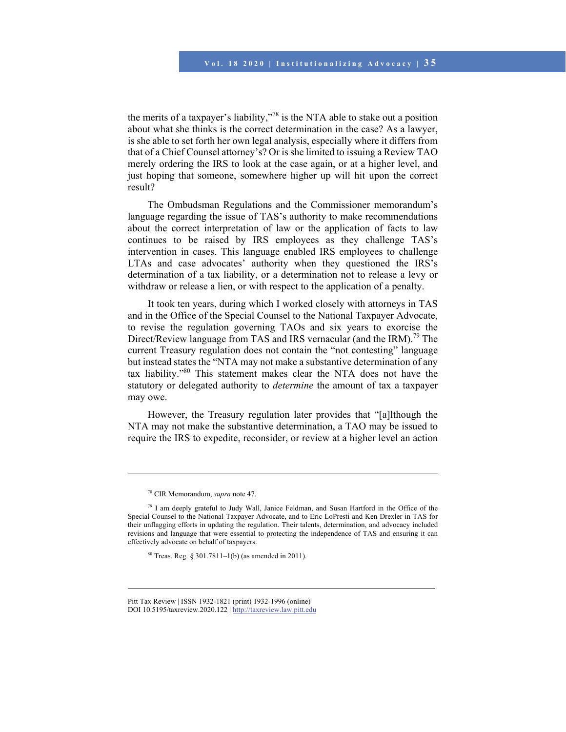the merits of a taxpayer's liability,"[78] is the NTA able to stake out a position about what she thinks is the correct determination in the case? As a lawyer, is she able to set forth her own legal analysis, especially where it differs from that of a Chief Counsel attorney's? Or is she limited to issuing a Review TAO merely ordering the IRS to look at the case again, or at a higher level, and just hoping that someone, somewhere higher up will hit upon the correct result?

The Ombudsman Regulations and the Commissioner memorandum's language regarding the issue of TAS's authority to make recommendations about the correct interpretation of law or the application of facts to law continues to be raised by IRS employees as they challenge TAS's intervention in cases. This language enabled IRS employees to challenge LTAs and case advocates' authority when they questioned the IRS's determination of a tax liability, or a determination not to release a levy or withdraw or release a lien, or with respect to the application of a penalty.

It took ten years, during which I worked closely with attorneys in TAS and in the Office of the Special Counsel to the National Taxpayer Advocate, to revise the regulation governing TAOs and six years to exorcise the Direct/Review language from TAS and IRS vernacular (and the IRM).[79] The current Treasury regulation does not contain the "not contesting" language but instead states the "NTA may not make a substantive determination of any tax liability."[80] This statement makes clear the NTA does not have the statutory or delegated authority to *determine* the amount of tax a taxpayer may owe.

However, the Treasury regulation later provides that "[a]lthough the NTA may not make the substantive determination, a TAO may be issued to require the IRS to expedite, reconsider, or review at a higher level an action

---

[78] CIR Memorandum, *supra* note 47.

[79] I am deeply grateful to Judy Wall, Janice Feldman, and Susan Hartford in the Office of the Special Counsel to the National Taxpayer Advocate, and to Eric LoPresti and Ken Drexler in TAS for their unflagging efforts in updating the regulation. Their talents, determination, and advocacy included revisions and language that were essential to protecting the independence of TAS and ensuring it can effectively advocate on behalf of taxpayers.

[80] Treas. Reg. § 301.7811–1(b) (as amended in 2011).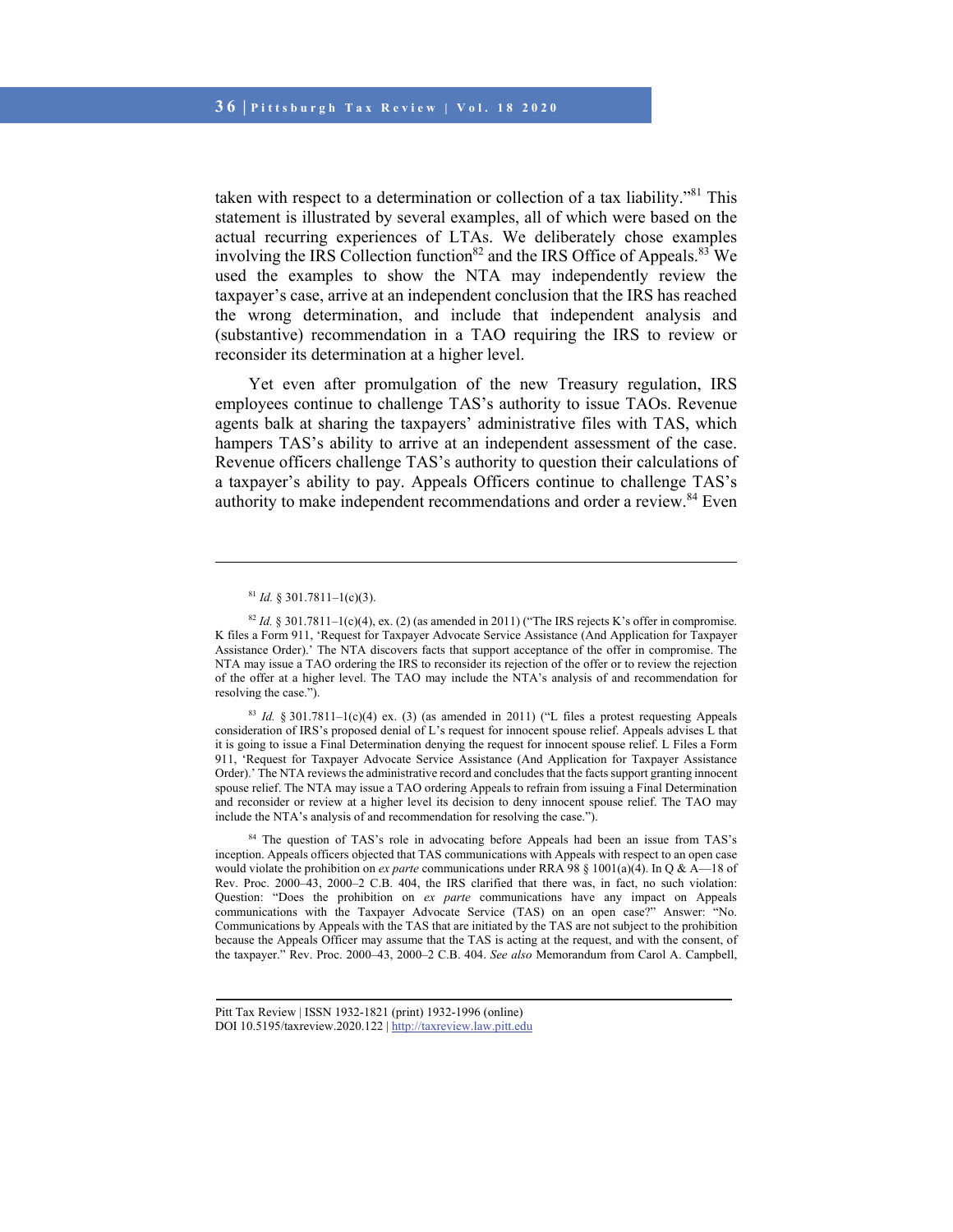taken with respect to a determination or collection of a tax liability."[81] This statement is illustrated by several examples, all of which were based on the actual recurring experiences of LTAs. We deliberately chose examples involving the IRS Collection function[82] and the IRS Office of Appeals.[83] We used the examples to show the NTA may independently review the taxpayer's case, arrive at an independent conclusion that the IRS has reached the wrong determination, and include that independent analysis and (substantive) recommendation in a TAO requiring the IRS to review or reconsider its determination at a higher level.

Yet even after promulgation of the new Treasury regulation, IRS employees continue to challenge TAS's authority to issue TAOs. Revenue agents balk at sharing the taxpayers' administrative files with TAS, which hampers TAS's ability to arrive at an independent assessment of the case. Revenue officers challenge TAS's authority to question their calculations of a taxpayer's ability to pay. Appeals Officers continue to challenge TAS's authority to make independent recommendations and order a review.[84] Even

---

[81] *Id.* § 301.7811–1(c)(3).

[82] *Id.* § 301.7811–1(c)(4), ex. (2) (as amended in 2011) ("The IRS rejects K's offer in compromise. K files a Form 911, 'Request for Taxpayer Advocate Service Assistance (And Application for Taxpayer Assistance Order).' The NTA discovers facts that support acceptance of the offer in compromise. The NTA may issue a TAO ordering the IRS to reconsider its rejection of the offer or to review the rejection of the offer at a higher level. The TAO may include the NTA's analysis of and recommendation for resolving the case.").

[83] *Id.* § 301.7811–1(c)(4) ex. (3) (as amended in 2011) ("L files a protest requesting Appeals consideration of IRS's proposed denial of L's request for innocent spouse relief. Appeals advises L that it is going to issue a Final Determination denying the request for innocent spouse relief. L Files a Form 911, 'Request for Taxpayer Advocate Service Assistance (And Application for Taxpayer Assistance Order).' The NTA reviews the administrative record and concludes that the facts support granting innocent spouse relief. The NTA may issue a TAO ordering Appeals to refrain from issuing a Final Determination and reconsider or review at a higher level its decision to deny innocent spouse relief. The TAO may include the NTA's analysis of and recommendation for resolving the case.").

[84] The question of TAS's role in advocating before Appeals had been an issue from TAS's inception. Appeals officers objected that TAS communications with Appeals with respect to an open case would violate the prohibition on *ex parte* communications under RRA 98 § 1001(a)(4). In Q & A—18 of Rev. Proc. 2000–43, 2000–2 C.B. 404, the IRS clarified that there was, in fact, no such violation: Question: "Does the prohibition on *ex parte* communications have any impact on Appeals communications with the Taxpayer Advocate Service (TAS) on an open case?" Answer: "No. Communications by Appeals with the TAS that are initiated by the TAS are not subject to the prohibition because the Appeals Officer may assume that the TAS is acting at the request, and with the consent, of the taxpayer." Rev. Proc. 2000–43, 2000–2 C.B. 404. *See also* Memorandum from Carol A. Campbell,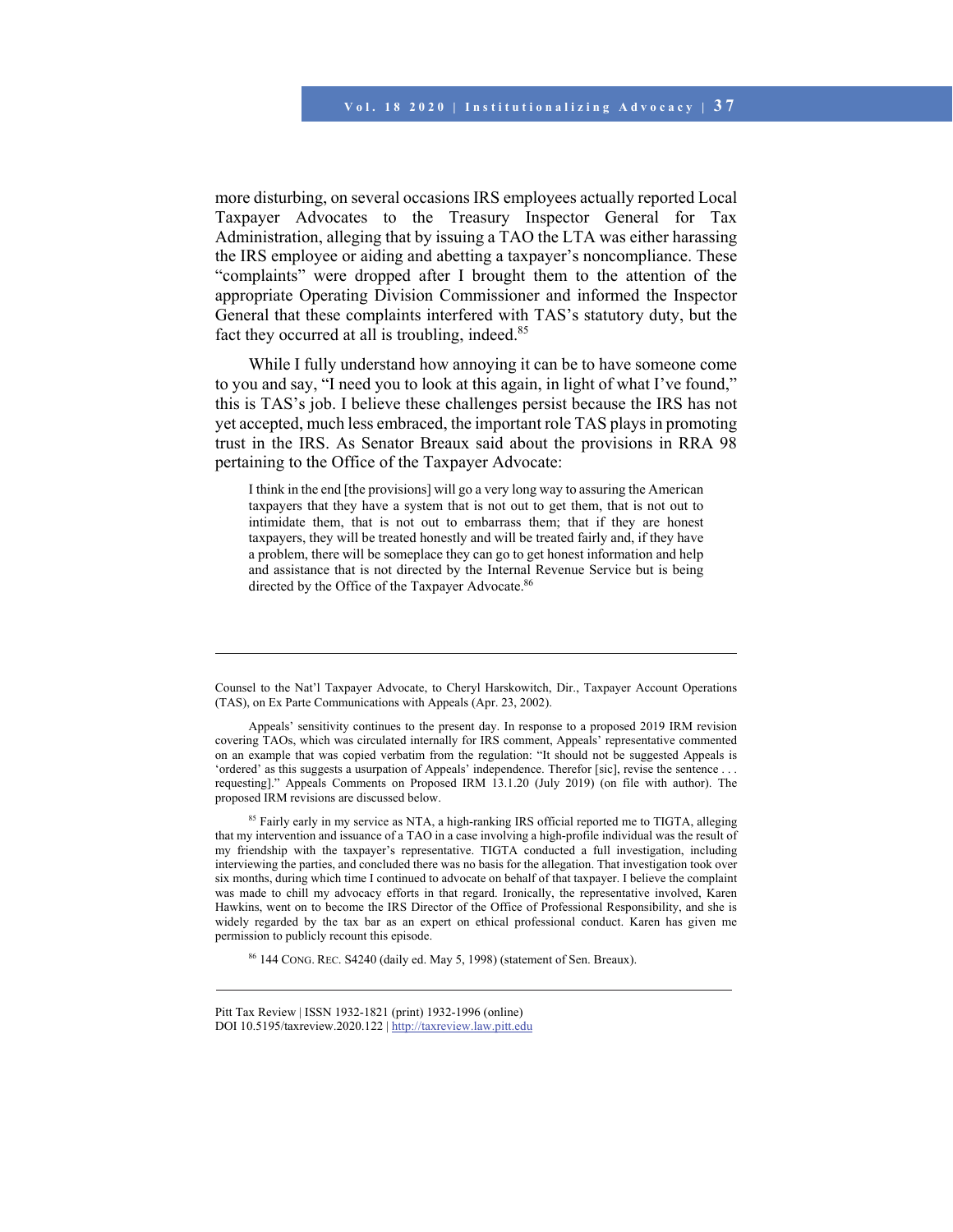more disturbing, on several occasions IRS employees actually reported Local Taxpayer Advocates to the Treasury Inspector General for Tax Administration, alleging that by issuing a TAO the LTA was either harassing the IRS employee or aiding and abetting a taxpayer's noncompliance. These "complaints" were dropped after I brought them to the attention of the appropriate Operating Division Commissioner and informed the Inspector General that these complaints interfered with TAS's statutory duty, but the fact they occurred at all is troubling, indeed.[85]

While I fully understand how annoying it can be to have someone come to you and say, "I need you to look at this again, in light of what I've found," this is TAS's job. I believe these challenges persist because the IRS has not yet accepted, much less embraced, the important role TAS plays in promoting trust in the IRS. As Senator Breaux said about the provisions in RRA 98 pertaining to the Office of the Taxpayer Advocate:

> I think in the end [the provisions] will go a very long way to assuring the American taxpayers that they have a system that is not out to get them, that is not out to intimidate them, that is not out to embarrass them; that if they are honest taxpayers, they will be treated honestly and will be treated fairly and, if they have a problem, there will be someplace they can go to get honest information and help and assistance that is not directed by the Internal Revenue Service but is being directed by the Office of the Taxpayer Advocate.[86]

---

Counsel to the Nat'l Taxpayer Advocate, to Cheryl Harskowitch, Dir., Taxpayer Account Operations (TAS), on Ex Parte Communications with Appeals (Apr. 23, 2002).

Appeals' sensitivity continues to the present day. In response to a proposed 2019 IRM revision covering TAOs, which was circulated internally for IRS comment, Appeals' representative commented on an example that was copied verbatim from the regulation: "It should not be suggested Appeals is 'ordered' as this suggests a usurpation of Appeals' independence. Therefor [sic], revise the sentence . . . requesting]." Appeals Comments on Proposed IRM 13.1.20 (July 2019) (on file with author). The proposed IRM revisions are discussed below.

[85] Fairly early in my service as NTA, a high-ranking IRS official reported me to TIGTA, alleging that my intervention and issuance of a TAO in a case involving a high-profile individual was the result of my friendship with the taxpayer's representative. TIGTA conducted a full investigation, including interviewing the parties, and concluded there was no basis for the allegation. That investigation took over six months, during which time I continued to advocate on behalf of that taxpayer. I believe the complaint was made to chill my advocacy efforts in that regard. Ironically, the representative involved, Karen Hawkins, went on to become the IRS Director of the Office of Professional Responsibility, and she is widely regarded by the tax bar as an expert on ethical professional conduct. Karen has given me permission to publicly recount this episode.

[86] 144 CONG. REC. S4240 (daily ed. May 5, 1998) (statement of Sen. Breaux).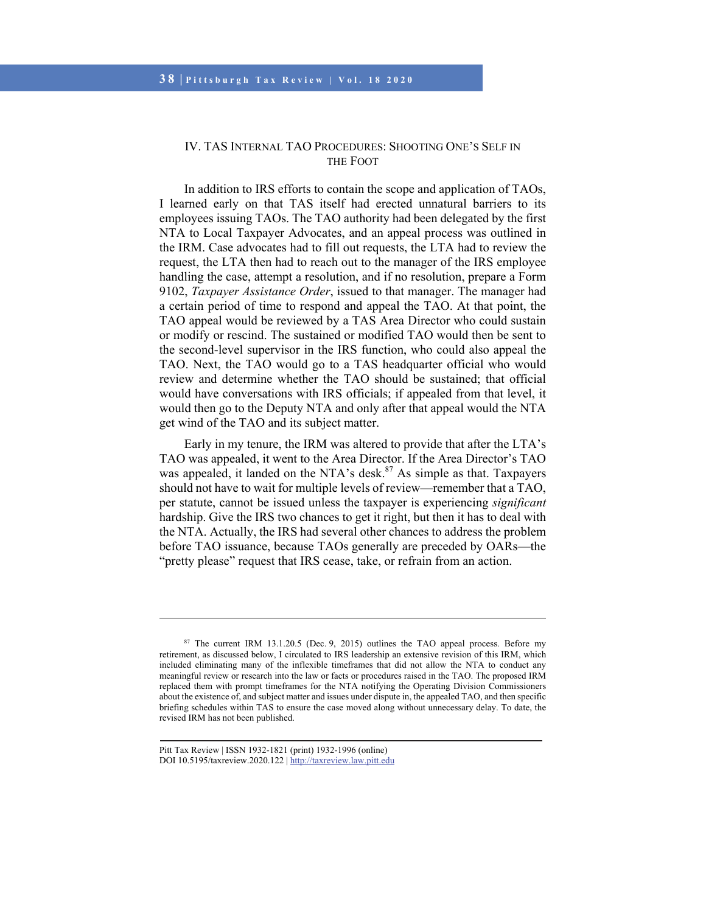## IV. TAS Internal TAO Procedures: Shooting One's Self in the Foot

In addition to IRS efforts to contain the scope and application of TAOs, I learned early on that TAS itself had erected unnatural barriers to its employees issuing TAOs. The TAO authority had been delegated by the first NTA to Local Taxpayer Advocates, and an appeal process was outlined in the IRM. Case advocates had to fill out requests, the LTA had to review the request, the LTA then had to reach out to the manager of the IRS employee handling the case, attempt a resolution, and if no resolution, prepare a Form 9102, *Taxpayer Assistance Order*, issued to that manager. The manager had a certain period of time to respond and appeal the TAO. At that point, the TAO appeal would be reviewed by a TAS Area Director who could sustain or modify or rescind. The sustained or modified TAO would then be sent to the second-level supervisor in the IRS function, who could also appeal the TAO. Next, the TAO would go to a TAS headquarter official who would review and determine whether the TAO should be sustained; that official would have conversations with IRS officials; if appealed from that level, it would then go to the Deputy NTA and only after that appeal would the NTA get wind of the TAO and its subject matter.

Early in my tenure, the IRM was altered to provide that after the LTA's TAO was appealed, it went to the Area Director. If the Area Director's TAO was appealed, it landed on the NTA's desk.[87] As simple as that. Taxpayers should not have to wait for multiple levels of review—remember that a TAO, per statute, cannot be issued unless the taxpayer is experiencing *significant* hardship. Give the IRS two chances to get it right, but then it has to deal with the NTA. Actually, the IRS had several other chances to address the problem before TAO issuance, because TAOs generally are preceded by OARs—the "pretty please" request that IRS cease, take, or refrain from an action.

---

[87] The current IRM 13.1.20.5 (Dec. 9, 2015) outlines the TAO appeal process. Before my retirement, as discussed below, I circulated to IRS leadership an extensive revision of this IRM, which included eliminating many of the inflexible timeframes that did not allow the NTA to conduct any meaningful review or research into the law or facts or procedures raised in the TAO. The proposed IRM replaced them with prompt timeframes for the NTA notifying the Operating Division Commissioners about the existence of, and subject matter and issues under dispute in, the appealed TAO, and then specific briefing schedules within TAS to ensure the case moved along without unnecessary delay. To date, the revised IRM has not been published.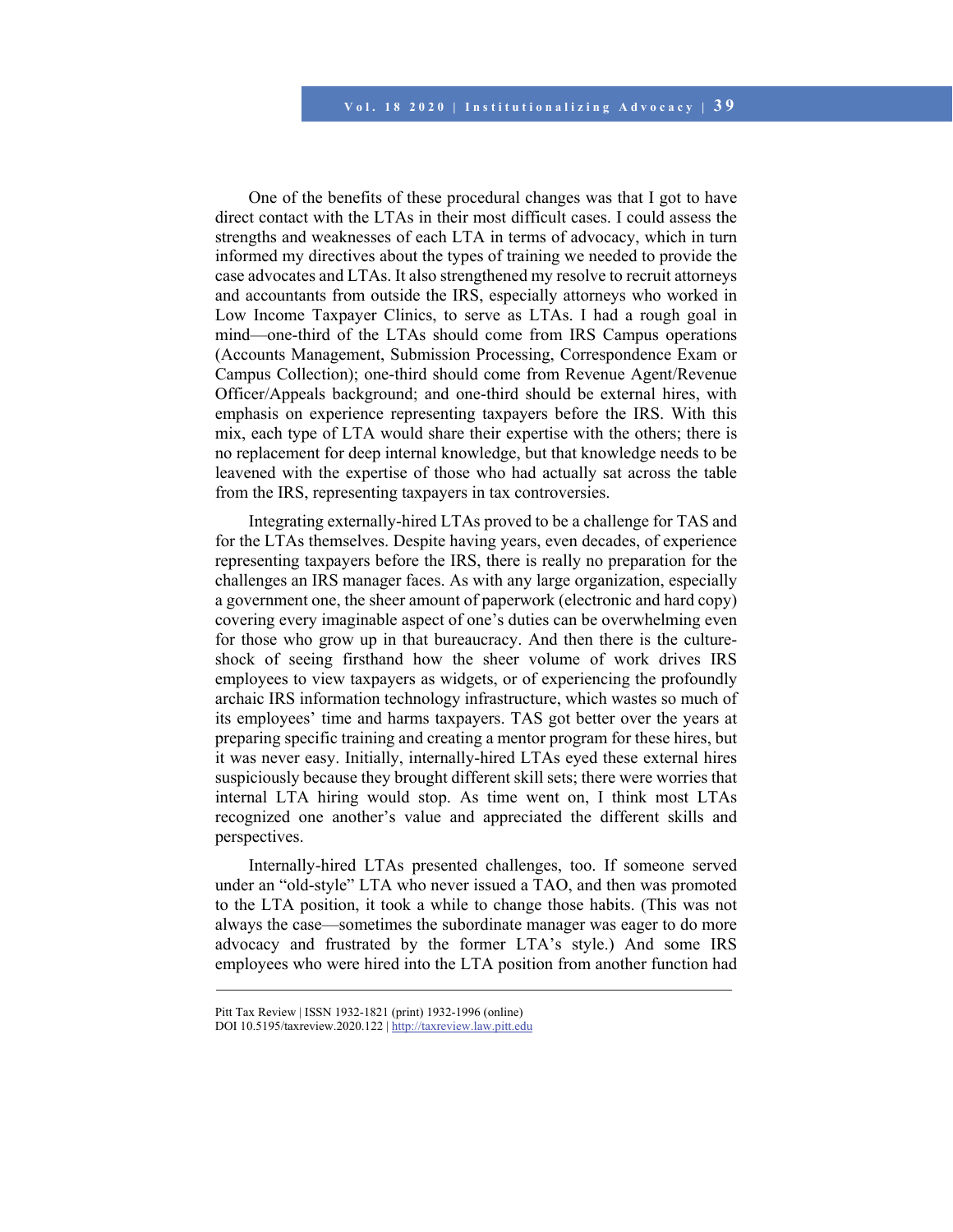One of the benefits of these procedural changes was that I got to have direct contact with the LTAs in their most difficult cases. I could assess the strengths and weaknesses of each LTA in terms of advocacy, which in turn informed my directives about the types of training we needed to provide the case advocates and LTAs. It also strengthened my resolve to recruit attorneys and accountants from outside the IRS, especially attorneys who worked in Low Income Taxpayer Clinics, to serve as LTAs. I had a rough goal in mind—one-third of the LTAs should come from IRS Campus operations (Accounts Management, Submission Processing, Correspondence Exam or Campus Collection); one-third should come from Revenue Agent/Revenue Officer/Appeals background; and one-third should be external hires, with emphasis on experience representing taxpayers before the IRS. With this mix, each type of LTA would share their expertise with the others; there is no replacement for deep internal knowledge, but that knowledge needs to be leavened with the expertise of those who had actually sat across the table from the IRS, representing taxpayers in tax controversies.

Integrating externally-hired LTAs proved to be a challenge for TAS and for the LTAs themselves. Despite having years, even decades, of experience representing taxpayers before the IRS, there is really no preparation for the challenges an IRS manager faces. As with any large organization, especially a government one, the sheer amount of paperwork (electronic and hard copy) covering every imaginable aspect of one's duties can be overwhelming even for those who grow up in that bureaucracy. And then there is the culture-shock of seeing firsthand how the sheer volume of work drives IRS employees to view taxpayers as widgets, or of experiencing the profoundly archaic IRS information technology infrastructure, which wastes so much of its employees' time and harms taxpayers. TAS got better over the years at preparing specific training and creating a mentor program for these hires, but it was never easy. Initially, internally-hired LTAs eyed these external hires suspiciously because they brought different skill sets; there were worries that internal LTA hiring would stop. As time went on, I think most LTAs recognized one another's value and appreciated the different skills and perspectives.

Internally-hired LTAs presented challenges, too. If someone served under an "old-style" LTA who never issued a TAO, and then was promoted to the LTA position, it took a while to change those habits. (This was not always the case—sometimes the subordinate manager was eager to do more advocacy and frustrated by the former LTA's style.) And some IRS employees who were hired into the LTA position from another function had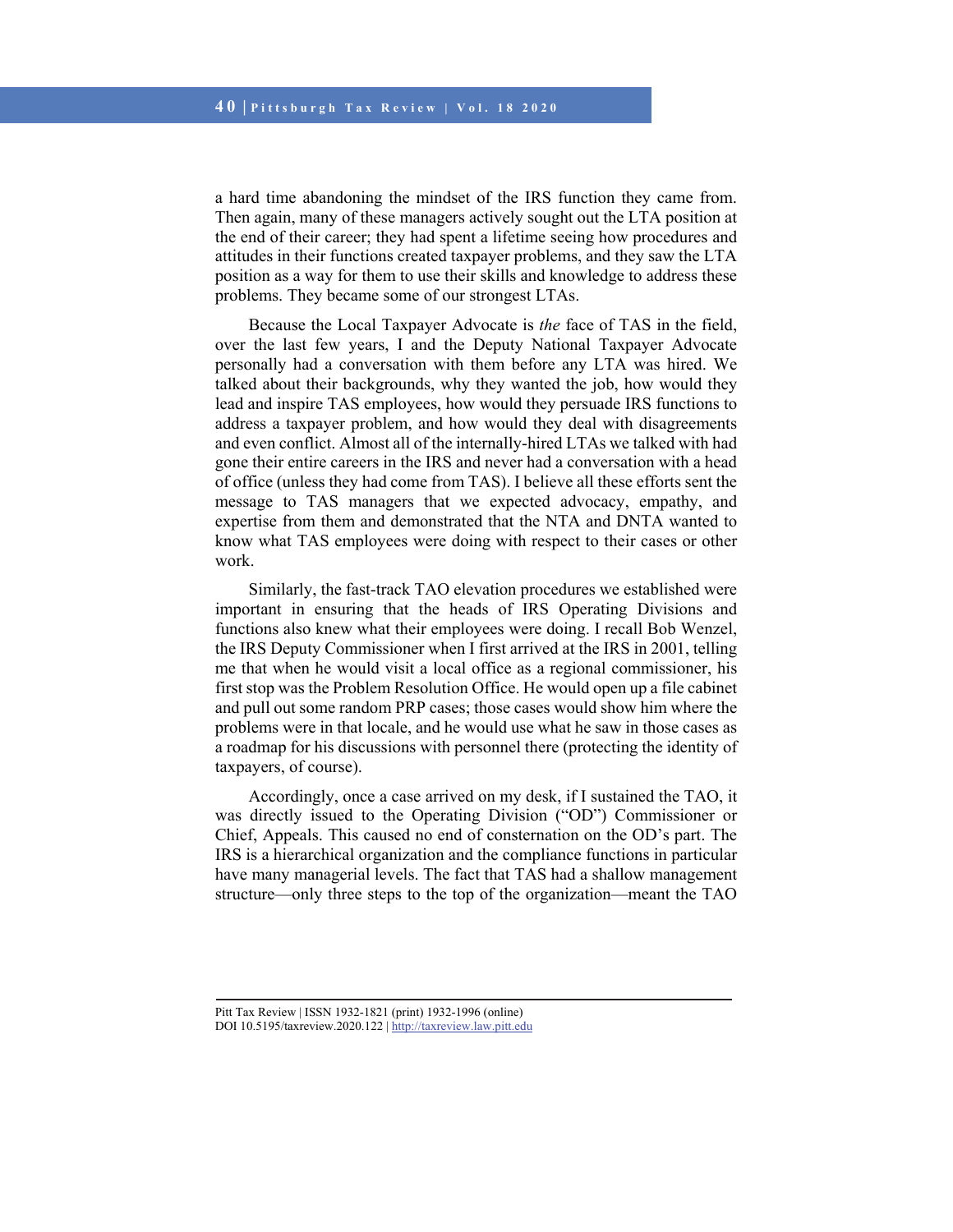a hard time abandoning the mindset of the IRS function they came from. Then again, many of these managers actively sought out the LTA position at the end of their career; they had spent a lifetime seeing how procedures and attitudes in their functions created taxpayer problems, and they saw the LTA position as a way for them to use their skills and knowledge to address these problems. They became some of our strongest LTAs.

Because the Local Taxpayer Advocate is *the* face of TAS in the field, over the last few years, I and the Deputy National Taxpayer Advocate personally had a conversation with them before any LTA was hired. We talked about their backgrounds, why they wanted the job, how would they lead and inspire TAS employees, how would they persuade IRS functions to address a taxpayer problem, and how would they deal with disagreements and even conflict. Almost all of the internally-hired LTAs we talked with had gone their entire careers in the IRS and never had a conversation with a head of office (unless they had come from TAS). I believe all these efforts sent the message to TAS managers that we expected advocacy, empathy, and expertise from them and demonstrated that the NTA and DNTA wanted to know what TAS employees were doing with respect to their cases or other work.

Similarly, the fast-track TAO elevation procedures we established were important in ensuring that the heads of IRS Operating Divisions and functions also knew what their employees were doing. I recall Bob Wenzel, the IRS Deputy Commissioner when I first arrived at the IRS in 2001, telling me that when he would visit a local office as a regional commissioner, his first stop was the Problem Resolution Office. He would open up a file cabinet and pull out some random PRP cases; those cases would show him where the problems were in that locale, and he would use what he saw in those cases as a roadmap for his discussions with personnel there (protecting the identity of taxpayers, of course).

Accordingly, once a case arrived on my desk, if I sustained the TAO, it was directly issued to the Operating Division ("OD") Commissioner or Chief, Appeals. This caused no end of consternation on the OD's part. The IRS is a hierarchical organization and the compliance functions in particular have many managerial levels. The fact that TAS had a shallow management structure—only three steps to the top of the organization—meant the TAO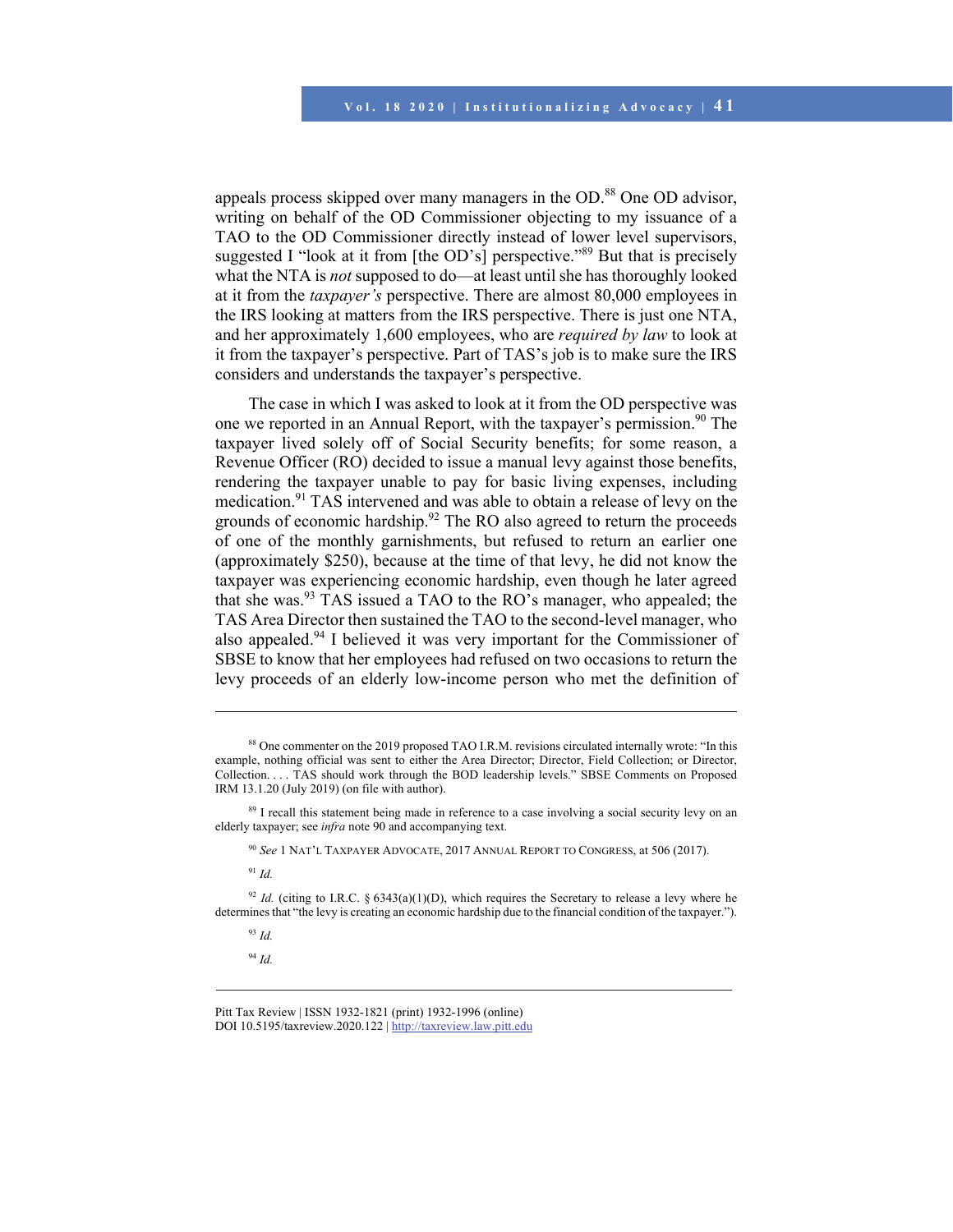appeals process skipped over many managers in the OD.[88] One OD advisor, writing on behalf of the OD Commissioner objecting to my issuance of a TAO to the OD Commissioner directly instead of lower level supervisors, suggested I "look at it from [the OD's] perspective."[89] But that is precisely what the NTA is *not* supposed to do—at least until she has thoroughly looked at it from the *taxpayer's* perspective. There are almost 80,000 employees in the IRS looking at matters from the IRS perspective. There is just one NTA, and her approximately 1,600 employees, who are *required by law* to look at it from the taxpayer's perspective. Part of TAS's job is to make sure the IRS considers and understands the taxpayer's perspective.

The case in which I was asked to look at it from the OD perspective was one we reported in an Annual Report, with the taxpayer's permission.[90] The taxpayer lived solely off of Social Security benefits; for some reason, a Revenue Officer (RO) decided to issue a manual levy against those benefits, rendering the taxpayer unable to pay for basic living expenses, including medication.[91] TAS intervened and was able to obtain a release of levy on the grounds of economic hardship.[92] The RO also agreed to return the proceeds of one of the monthly garnishments, but refused to return an earlier one (approximately $250), because at the time of that levy, he did not know the taxpayer was experiencing economic hardship, even though he later agreed that she was.[93] TAS issued a TAO to the RO's manager, who appealed; the TAS Area Director then sustained the TAO to the second-level manager, who also appealed.[94] I believed it was very important for the Commissioner of SBSE to know that her employees had refused on two occasions to return the levy proceeds of an elderly low-income person who met the definition of

---

[88] One commenter on the 2019 proposed TAO I.R.M. revisions circulated internally wrote: "In this example, nothing official was sent to either the Area Director; Director, Field Collection; or Director, Collection. . . . TAS should work through the BOD leadership levels." SBSE Comments on Proposed IRM 13.1.20 (July 2019) (on file with author).

[89] I recall this statement being made in reference to a case involving a social security levy on an elderly taxpayer; see *infra* note 90 and accompanying text.

[90] *See* 1 NAT'L TAXPAYER ADVOCATE, 2017 ANNUAL REPORT TO CONGRESS, at 506 (2017).

[91] *Id.*

[92] *Id.* (citing to I.R.C. § 6343(a)(1)(D), which requires the Secretary to release a levy where he determines that "the levy is creating an economic hardship due to the financial condition of the taxpayer.").

[93] *Id.*

[94] *Id.*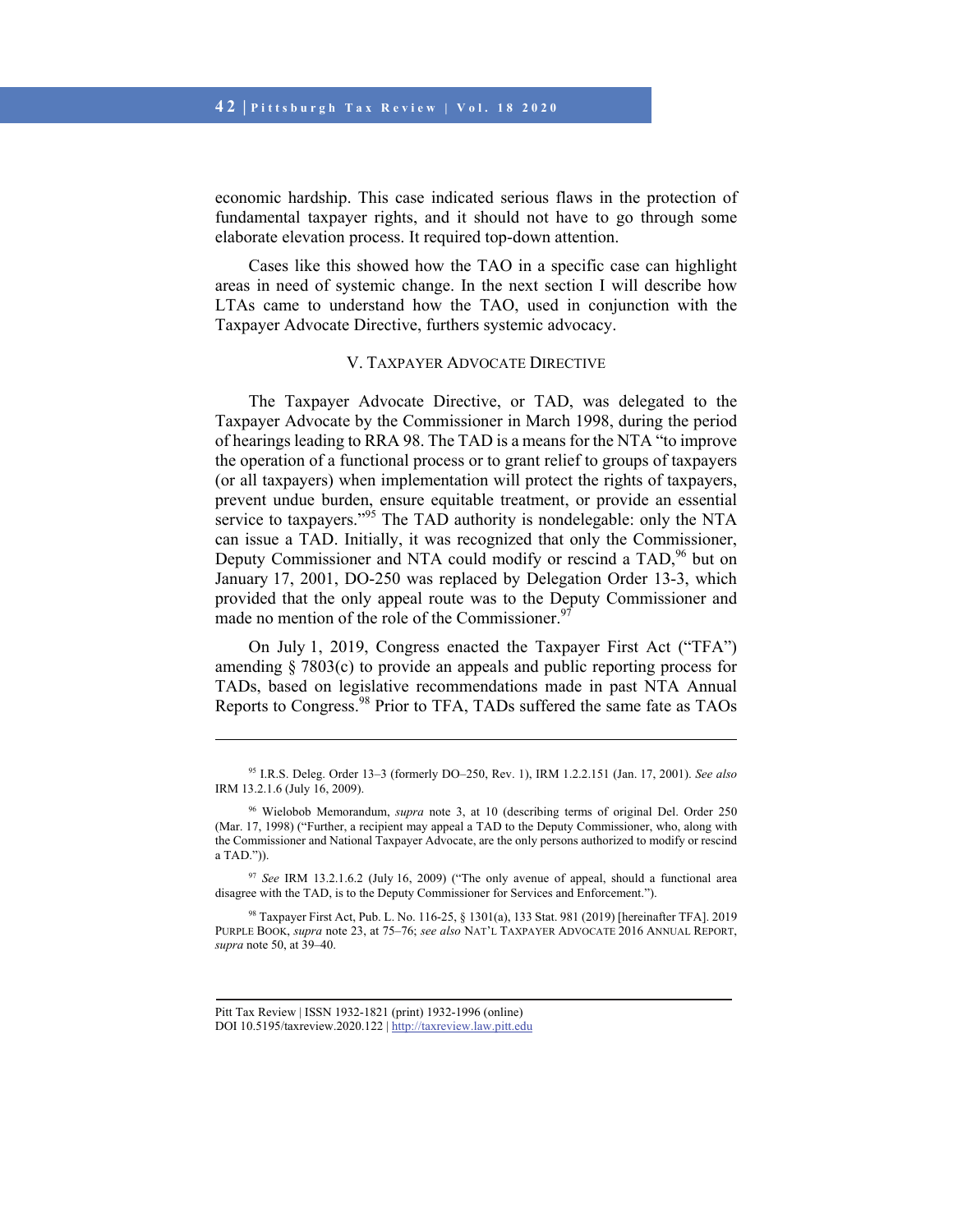economic hardship. This case indicated serious flaws in the protection of fundamental taxpayer rights, and it should not have to go through some elaborate elevation process. It required top-down attention.

Cases like this showed how the TAO in a specific case can highlight areas in need of systemic change. In the next section I will describe how LTAs came to understand how the TAO, used in conjunction with the Taxpayer Advocate Directive, furthers systemic advocacy.

## V. Taxpayer Advocate Directive

The Taxpayer Advocate Directive, or TAD, was delegated to the Taxpayer Advocate by the Commissioner in March 1998, during the period of hearings leading to RRA 98. The TAD is a means for the NTA "to improve the operation of a functional process or to grant relief to groups of taxpayers (or all taxpayers) when implementation will protect the rights of taxpayers, prevent undue burden, ensure equitable treatment, or provide an essential service to taxpayers."[95] The TAD authority is nondelegable: only the NTA can issue a TAD. Initially, it was recognized that only the Commissioner, Deputy Commissioner and NTA could modify or rescind a TAD,[96] but on January 17, 2001, DO-250 was replaced by Delegation Order 13-3, which provided that the only appeal route was to the Deputy Commissioner and made no mention of the role of the Commissioner.[97]

On July 1, 2019, Congress enacted the Taxpayer First Act ("TFA") amending § 7803(c) to provide an appeals and public reporting process for TADs, based on legislative recommendations made in past NTA Annual Reports to Congress.[98] Prior to TFA, TADs suffered the same fate as TAOs

---

[95] I.R.S. Deleg. Order 13–3 (formerly DO–250, Rev. 1), IRM 1.2.2.151 (Jan. 17, 2001). *See also* IRM 13.2.1.6 (July 16, 2009).

[96] Wielobob Memorandum, *supra* note 3, at 10 (describing terms of original Del. Order 250 (Mar. 17, 1998) ("Further, a recipient may appeal a TAD to the Deputy Commissioner, who, along with the Commissioner and National Taxpayer Advocate, are the only persons authorized to modify or rescind a TAD.")).

[97] *See* IRM 13.2.1.6.2 (July 16, 2009) ("The only avenue of appeal, should a functional area disagree with the TAD, is to the Deputy Commissioner for Services and Enforcement.").

[98] Taxpayer First Act, Pub. L. No. 116-25, § 1301(a), 133 Stat. 981 (2019) [hereinafter TFA]. 2019 Purple Book, *supra* note 23, at 75–76; *see also* Nat'l Taxpayer Advocate 2016 Annual Report, *supra* note 50, at 39–40.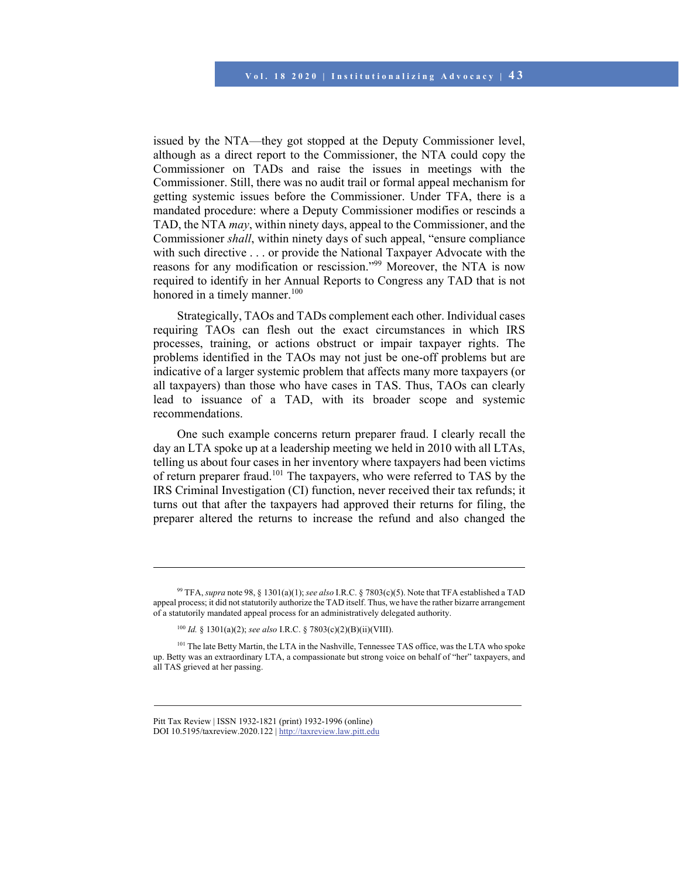issued by the NTA—they got stopped at the Deputy Commissioner level, although as a direct report to the Commissioner, the NTA could copy the Commissioner on TADs and raise the issues in meetings with the Commissioner. Still, there was no audit trail or formal appeal mechanism for getting systemic issues before the Commissioner. Under TFA, there is a mandated procedure: where a Deputy Commissioner modifies or rescinds a TAD, the NTA *may*, within ninety days, appeal to the Commissioner, and the Commissioner *shall*, within ninety days of such appeal, "ensure compliance with such directive . . . or provide the National Taxpayer Advocate with the reasons for any modification or rescission."[99] Moreover, the NTA is now required to identify in her Annual Reports to Congress any TAD that is not honored in a timely manner.[100]

Strategically, TAOs and TADs complement each other. Individual cases requiring TAOs can flesh out the exact circumstances in which IRS processes, training, or actions obstruct or impair taxpayer rights. The problems identified in the TAOs may not just be one-off problems but are indicative of a larger systemic problem that affects many more taxpayers (or all taxpayers) than those who have cases in TAS. Thus, TAOs can clearly lead to issuance of a TAD, with its broader scope and systemic recommendations.

One such example concerns return preparer fraud. I clearly recall the day an LTA spoke up at a leadership meeting we held in 2010 with all LTAs, telling us about four cases in her inventory where taxpayers had been victims of return preparer fraud.[101] The taxpayers, who were referred to TAS by the IRS Criminal Investigation (CI) function, never received their tax refunds; it turns out that after the taxpayers had approved their returns for filing, the preparer altered the returns to increase the refund and also changed the

---

[99] TFA, *supra* note 98, § 1301(a)(1); *see also* I.R.C. § 7803(c)(5). Note that TFA established a TAD appeal process; it did not statutorily authorize the TAD itself. Thus, we have the rather bizarre arrangement of a statutorily mandated appeal process for an administratively delegated authority.

[100] *Id.* § 1301(a)(2); *see also* I.R.C. § 7803(c)(2)(B)(ii)(VIII).

[101] The late Betty Martin, the LTA in the Nashville, Tennessee TAS office, was the LTA who spoke up. Betty was an extraordinary LTA, a compassionate but strong voice on behalf of "her" taxpayers, and all TAS grieved at her passing.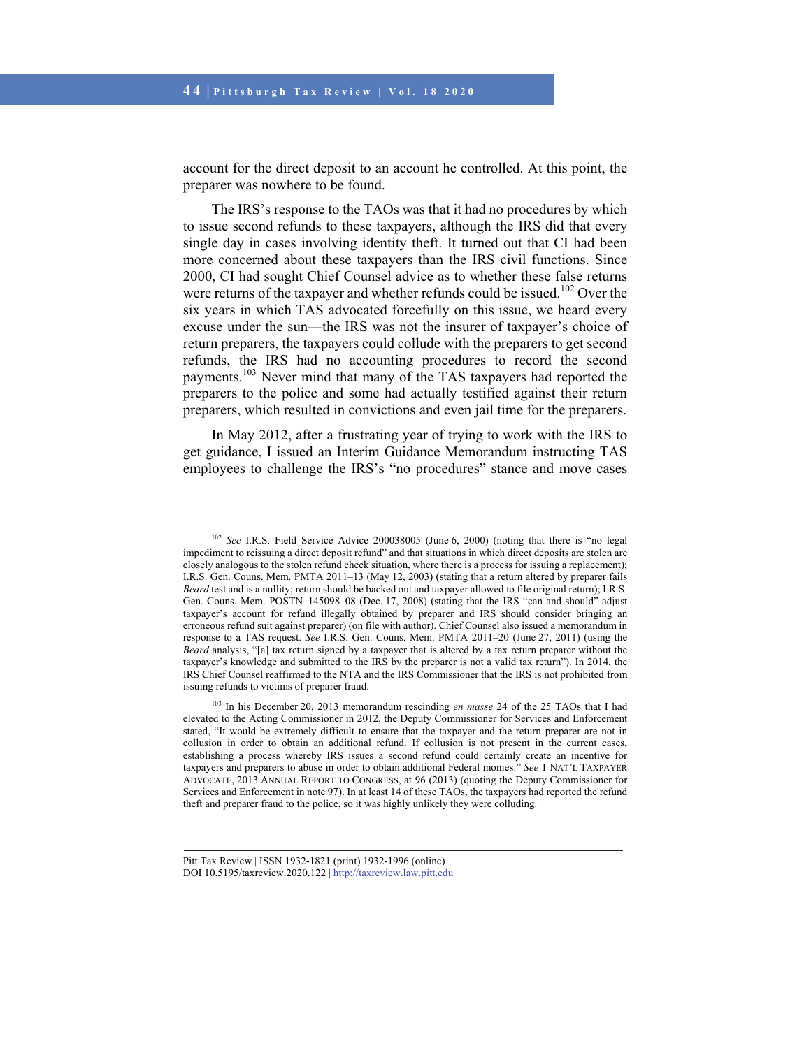account for the direct deposit to an account he controlled. At this point, the preparer was nowhere to be found.

The IRS's response to the TAOs was that it had no procedures by which to issue second refunds to these taxpayers, although the IRS did that every single day in cases involving identity theft. It turned out that CI had been more concerned about these taxpayers than the IRS civil functions. Since 2000, CI had sought Chief Counsel advice as to whether these false returns were returns of the taxpayer and whether refunds could be issued.[102] Over the six years in which TAS advocated forcefully on this issue, we heard every excuse under the sun—the IRS was not the insurer of taxpayer's choice of return preparers, the taxpayers could collude with the preparers to get second refunds, the IRS had no accounting procedures to record the second payments.[103] Never mind that many of the TAS taxpayers had reported the preparers to the police and some had actually testified against their return preparers, which resulted in convictions and even jail time for the preparers.

In May 2012, after a frustrating year of trying to work with the IRS to get guidance, I issued an Interim Guidance Memorandum instructing TAS employees to challenge the IRS's "no procedures" stance and move cases

---

[102] *See* I.R.S. Field Service Advice 200038005 (June 6, 2000) (noting that there is "no legal impediment to reissuing a direct deposit refund" and that situations in which direct deposits are stolen are closely analogous to the stolen refund check situation, where there is a process for issuing a replacement); I.R.S. Gen. Couns. Mem. PMTA 2011–13 (May 12, 2003) (stating that a return altered by preparer fails *Beard* test and is a nullity; return should be backed out and taxpayer allowed to file original return); I.R.S. Gen. Couns. Mem. POSTN–145098–08 (Dec. 17, 2008) (stating that the IRS "can and should" adjust taxpayer's account for refund illegally obtained by preparer and IRS should consider bringing an erroneous refund suit against preparer) (on file with author). Chief Counsel also issued a memorandum in response to a TAS request. *See* I.R.S. Gen. Couns. Mem. PMTA 2011–20 (June 27, 2011) (using the *Beard* analysis, "[a] tax return signed by a taxpayer that is altered by a tax return preparer without the taxpayer's knowledge and submitted to the IRS by the preparer is not a valid tax return"). In 2014, the IRS Chief Counsel reaffirmed to the NTA and the IRS Commissioner that the IRS is not prohibited from issuing refunds to victims of preparer fraud.

[103] In his December 20, 2013 memorandum rescinding *en masse* 24 of the 25 TAOs that I had elevated to the Acting Commissioner in 2012, the Deputy Commissioner for Services and Enforcement stated, "It would be extremely difficult to ensure that the taxpayer and the return preparer are not in collusion in order to obtain an additional refund. If collusion is not present in the current cases, establishing a process whereby IRS issues a second refund could certainly create an incentive for taxpayers and preparers to abuse in order to obtain additional Federal monies." *See* 1 NAT'L TAXPAYER ADVOCATE, 2013 ANNUAL REPORT TO CONGRESS, at 96 (2013) (quoting the Deputy Commissioner for Services and Enforcement in note 97). In at least 14 of these TAOs, the taxpayers had reported the refund theft and preparer fraud to the police, so it was highly unlikely they were colluding.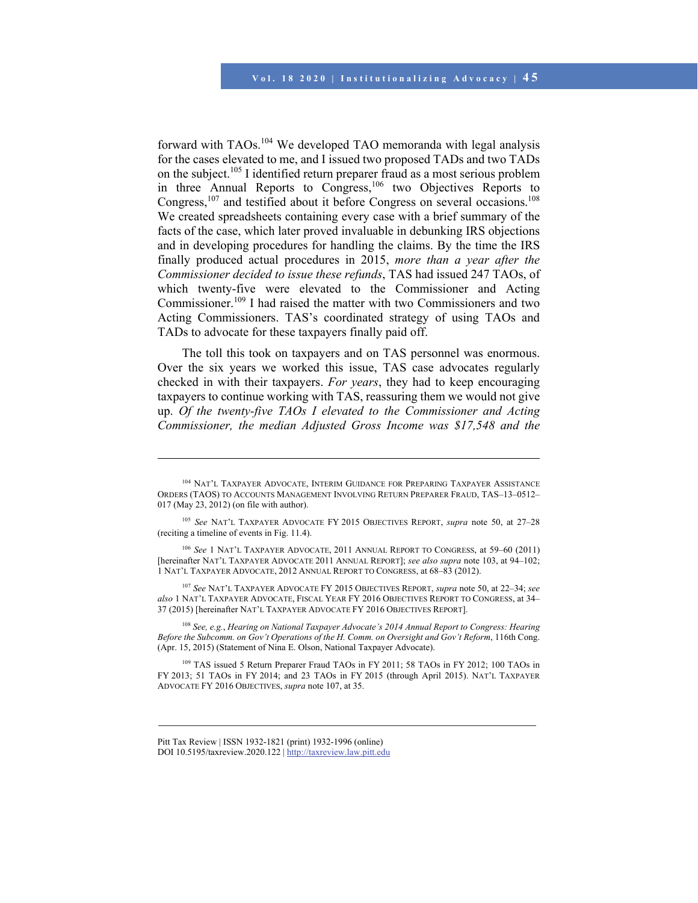forward with TAOs.[104] We developed TAO memoranda with legal analysis for the cases elevated to me, and I issued two proposed TADs and two TADs on the subject.[105] I identified return preparer fraud as a most serious problem in three Annual Reports to Congress,[106] two Objectives Reports to Congress,[107] and testified about it before Congress on several occasions.[108] We created spreadsheets containing every case with a brief summary of the facts of the case, which later proved invaluable in debunking IRS objections and in developing procedures for handling the claims. By the time the IRS finally produced actual procedures in 2015, *more than a year after the Commissioner decided to issue these refunds*, TAS had issued 247 TAOs, of which twenty-five were elevated to the Commissioner and Acting Commissioner.[109] I had raised the matter with two Commissioners and two Acting Commissioners. TAS's coordinated strategy of using TAOs and TADs to advocate for these taxpayers finally paid off.

The toll this took on taxpayers and on TAS personnel was enormous. Over the six years we worked this issue, TAS case advocates regularly checked in with their taxpayers. *For years*, they had to keep encouraging taxpayers to continue working with TAS, reassuring them we would not give up. *Of the twenty-five TAOs I elevated to the Commissioner and Acting Commissioner, the median Adjusted Gross Income was $17,548 and the*

---

[104] NAT'L TAXPAYER ADVOCATE, INTERIM GUIDANCE FOR PREPARING TAXPAYER ASSISTANCE ORDERS (TAOS) TO ACCOUNTS MANAGEMENT INVOLVING RETURN PREPARER FRAUD, TAS–13–0512–017 (May 23, 2012) (on file with author).

[105] *See* NAT'L TAXPAYER ADVOCATE FY 2015 OBJECTIVES REPORT, *supra* note 50, at 27–28 (reciting a timeline of events in Fig. 11.4).

[106] *See* 1 NAT'L TAXPAYER ADVOCATE, 2011 ANNUAL REPORT TO CONGRESS, at 59–60 (2011) [hereinafter NAT'L TAXPAYER ADVOCATE 2011 ANNUAL REPORT]; *see also supra* note 103, at 94–102; 1 NAT'L TAXPAYER ADVOCATE, 2012 ANNUAL REPORT TO CONGRESS, at 68–83 (2012).

[107] *See* NAT'L TAXPAYER ADVOCATE FY 2015 OBJECTIVES REPORT, *supra* note 50, at 22–34; *see also* 1 NAT'L TAXPAYER ADVOCATE, FISCAL YEAR FY 2016 OBJECTIVES REPORT TO CONGRESS, at 34–37 (2015) [hereinafter NAT'L TAXPAYER ADVOCATE FY 2016 OBJECTIVES REPORT].

[108] *See, e.g.*, *Hearing on National Taxpayer Advocate's 2014 Annual Report to Congress: Hearing Before the Subcomm. on Gov't Operations of the H. Comm. on Oversight and Gov't Reform*, 116th Cong. (Apr. 15, 2015) (Statement of Nina E. Olson, National Taxpayer Advocate).

[109] TAS issued 5 Return Preparer Fraud TAOs in FY 2011; 58 TAOs in FY 2012; 100 TAOs in FY 2013; 51 TAOs in FY 2014; and 23 TAOs in FY 2015 (through April 2015). NAT'L TAXPAYER ADVOCATE FY 2016 OBJECTIVES, *supra* note 107, at 35.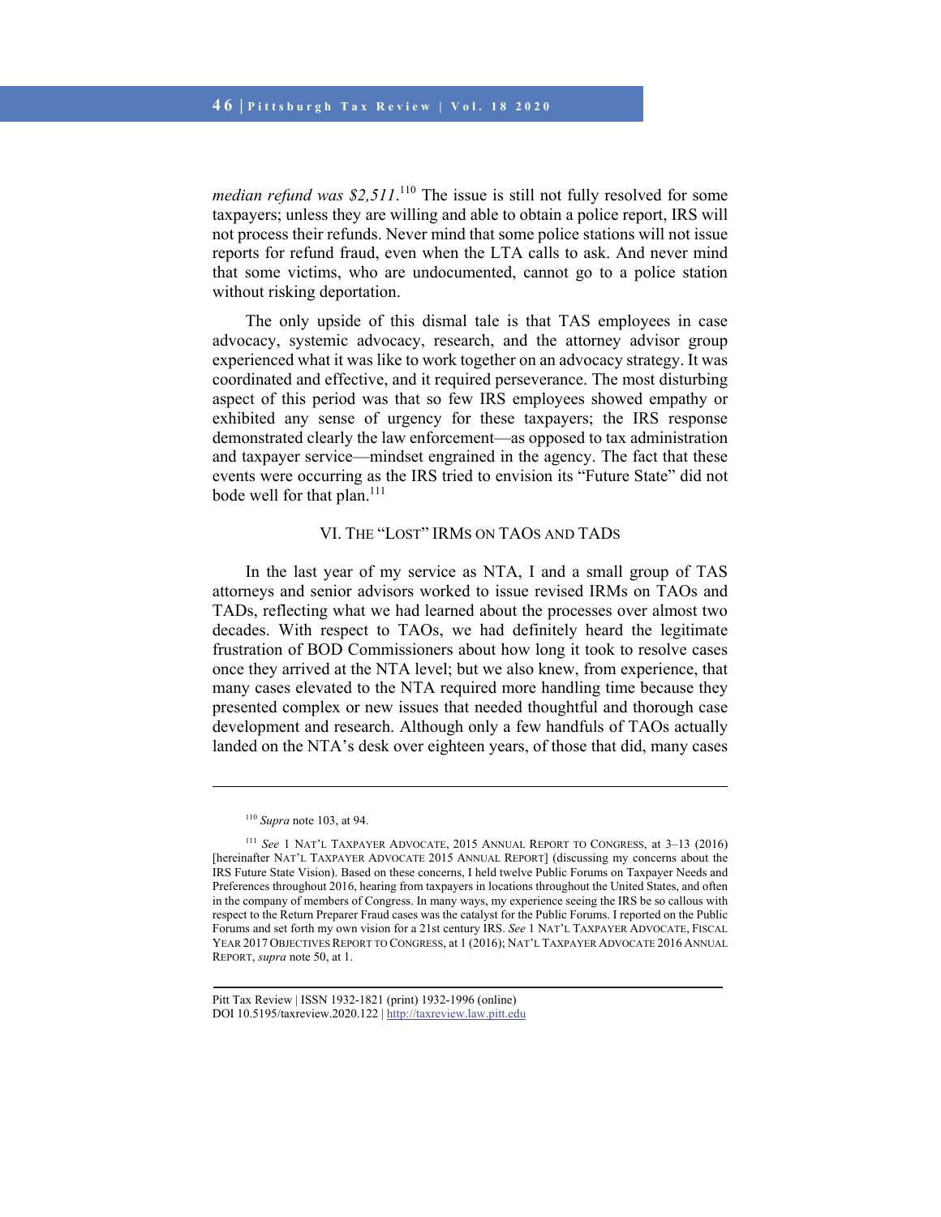*median refund was $2,511*.[110] The issue is still not fully resolved for some taxpayers; unless they are willing and able to obtain a police report, IRS will not process their refunds. Never mind that some police stations will not issue reports for refund fraud, even when the LTA calls to ask. And never mind that some victims, who are undocumented, cannot go to a police station without risking deportation.

The only upside of this dismal tale is that TAS employees in case advocacy, systemic advocacy, research, and the attorney advisor group experienced what it was like to work together on an advocacy strategy. It was coordinated and effective, and it required perseverance. The most disturbing aspect of this period was that so few IRS employees showed empathy or exhibited any sense of urgency for these taxpayers; the IRS response demonstrated clearly the law enforcement—as opposed to tax administration and taxpayer service—mindset engrained in the agency. The fact that these events were occurring as the IRS tried to envision its "Future State" did not bode well for that plan.[111]

## VI. The "Lost" IRMs on TAOs and TADs

In the last year of my service as NTA, I and a small group of TAS attorneys and senior advisors worked to issue revised IRMs on TAOs and TADs, reflecting what we had learned about the processes over almost two decades. With respect to TAOs, we had definitely heard the legitimate frustration of BOD Commissioners about how long it took to resolve cases once they arrived at the NTA level; but we also knew, from experience, that many cases elevated to the NTA required more handling time because they presented complex or new issues that needed thoughtful and thorough case development and research. Although only a few handfuls of TAOs actually landed on the NTA's desk over eighteen years, of those that did, many cases

---

[110] *Supra* note 103, at 94.

[111] *See* 1 Nat'l Taxpayer Advocate, 2015 Annual Report to Congress, at 3–13 (2016) [hereinafter Nat'l Taxpayer Advocate 2015 Annual Report] (discussing my concerns about the IRS Future State Vision). Based on these concerns, I held twelve Public Forums on Taxpayer Needs and Preferences throughout 2016, hearing from taxpayers in locations throughout the United States, and often in the company of members of Congress. In many ways, my experience seeing the IRS be so callous with respect to the Return Preparer Fraud cases was the catalyst for the Public Forums. I reported on the Public Forums and set forth my own vision for a 21st century IRS. *See* 1 Nat'l Taxpayer Advocate, Fiscal Year 2017 Objectives Report to Congress, at 1 (2016); Nat'l Taxpayer Advocate 2016 Annual Report, *supra* note 50, at 1.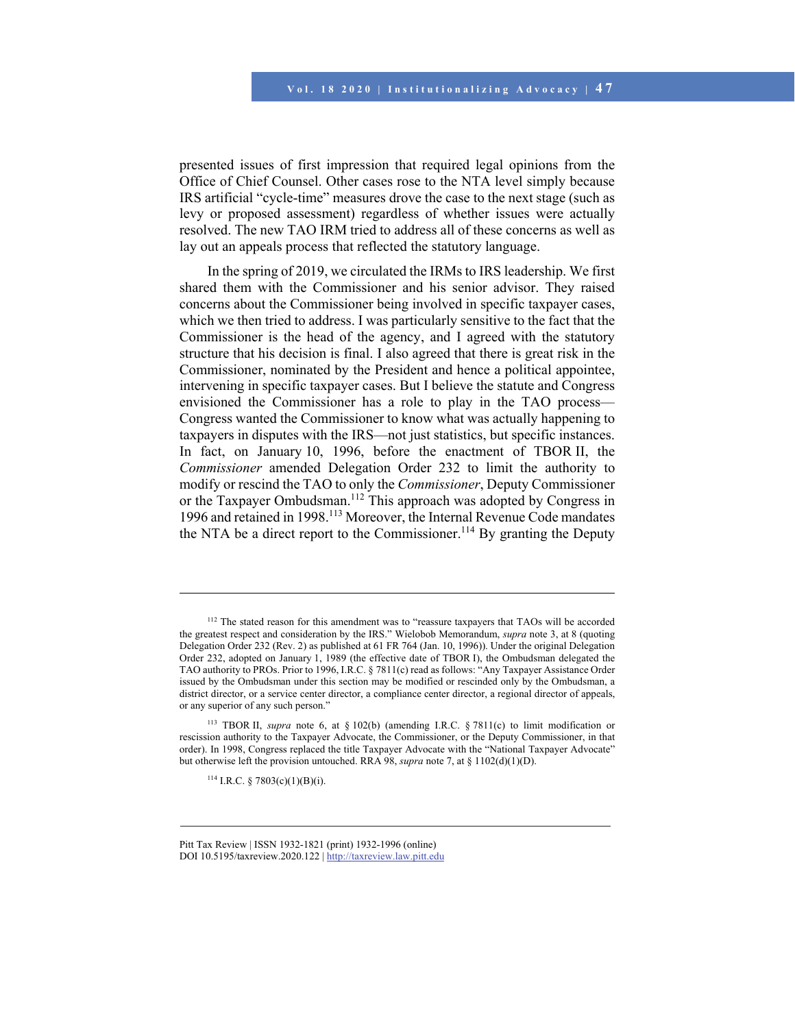presented issues of first impression that required legal opinions from the Office of Chief Counsel. Other cases rose to the NTA level simply because IRS artificial "cycle-time" measures drove the case to the next stage (such as levy or proposed assessment) regardless of whether issues were actually resolved. The new TAO IRM tried to address all of these concerns as well as lay out an appeals process that reflected the statutory language.

In the spring of 2019, we circulated the IRMs to IRS leadership. We first shared them with the Commissioner and his senior advisor. They raised concerns about the Commissioner being involved in specific taxpayer cases, which we then tried to address. I was particularly sensitive to the fact that the Commissioner is the head of the agency, and I agreed with the statutory structure that his decision is final. I also agreed that there is great risk in the Commissioner, nominated by the President and hence a political appointee, intervening in specific taxpayer cases. But I believe the statute and Congress envisioned the Commissioner has a role to play in the TAO process—Congress wanted the Commissioner to know what was actually happening to taxpayers in disputes with the IRS—not just statistics, but specific instances. In fact, on January 10, 1996, before the enactment of TBOR II, the *Commissioner* amended Delegation Order 232 to limit the authority to modify or rescind the TAO to only the *Commissioner*, Deputy Commissioner or the Taxpayer Ombudsman.[112] This approach was adopted by Congress in 1996 and retained in 1998.[113] Moreover, the Internal Revenue Code mandates the NTA be a direct report to the Commissioner.[114] By granting the Deputy

---

[112] The stated reason for this amendment was to "reassure taxpayers that TAOs will be accorded the greatest respect and consideration by the IRS." Wielobob Memorandum, *supra* note 3, at 8 (quoting Delegation Order 232 (Rev. 2) as published at 61 FR 764 (Jan. 10, 1996)). Under the original Delegation Order 232, adopted on January 1, 1989 (the effective date of TBOR I), the Ombudsman delegated the TAO authority to PROs. Prior to 1996, I.R.C. § 7811(c) read as follows: "Any Taxpayer Assistance Order issued by the Ombudsman under this section may be modified or rescinded only by the Ombudsman, a district director, or a service center director, a compliance center director, a regional director of appeals, or any superior of any such person."

[113] TBOR II, *supra* note 6, at § 102(b) (amending I.R.C. § 7811(c) to limit modification or rescission authority to the Taxpayer Advocate, the Commissioner, or the Deputy Commissioner, in that order). In 1998, Congress replaced the title Taxpayer Advocate with the "National Taxpayer Advocate" but otherwise left the provision untouched. RRA 98, *supra* note 7, at § 1102(d)(1)(D).

[114] I.R.C. § 7803(c)(1)(B)(i).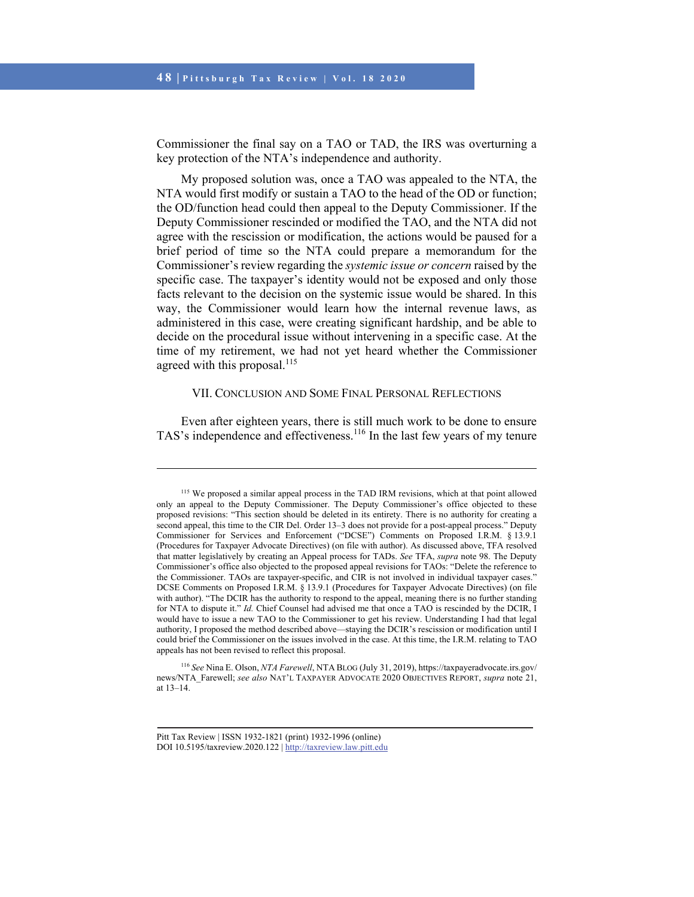Commissioner the final say on a TAO or TAD, the IRS was overturning a key protection of the NTA's independence and authority.

My proposed solution was, once a TAO was appealed to the NTA, the NTA would first modify or sustain a TAO to the head of the OD or function; the OD/function head could then appeal to the Deputy Commissioner. If the Deputy Commissioner rescinded or modified the TAO, and the NTA did not agree with the rescission or modification, the actions would be paused for a brief period of time so the NTA could prepare a memorandum for the Commissioner's review regarding the *systemic issue or concern* raised by the specific case. The taxpayer's identity would not be exposed and only those facts relevant to the decision on the systemic issue would be shared. In this way, the Commissioner would learn how the internal revenue laws, as administered in this case, were creating significant hardship, and be able to decide on the procedural issue without intervening in a specific case. At the time of my retirement, we had not yet heard whether the Commissioner agreed with this proposal.[115]

## VII. Conclusion and Some Final Personal Reflections

Even after eighteen years, there is still much work to be done to ensure TAS's independence and effectiveness.[116] In the last few years of my tenure

---

[115] We proposed a similar appeal process in the TAD IRM revisions, which at that point allowed only an appeal to the Deputy Commissioner. The Deputy Commissioner's office objected to these proposed revisions: "This section should be deleted in its entirety. There is no authority for creating a second appeal, this time to the CIR Del. Order 13–3 does not provide for a post-appeal process." Deputy Commissioner for Services and Enforcement ("DCSE") Comments on Proposed I.R.M. § 13.9.1 (Procedures for Taxpayer Advocate Directives) (on file with author). As discussed above, TFA resolved that matter legislatively by creating an Appeal process for TADs. *See* TFA, *supra* note 98. The Deputy Commissioner's office also objected to the proposed appeal revisions for TAOs: "Delete the reference to the Commissioner. TAOs are taxpayer-specific, and CIR is not involved in individual taxpayer cases." DCSE Comments on Proposed I.R.M. § 13.9.1 (Procedures for Taxpayer Advocate Directives) (on file with author). "The DCIR has the authority to respond to the appeal, meaning there is no further standing for NTA to dispute it." *Id.* Chief Counsel had advised me that once a TAO is rescinded by the DCIR, I would have to issue a new TAO to the Commissioner to get his review. Understanding I had that legal authority, I proposed the method described above—staying the DCIR's rescission or modification until I could brief the Commissioner on the issues involved in the case. At this time, the I.R.M. relating to TAO appeals has not been revised to reflect this proposal.

[116] *See* Nina E. Olson, *NTA Farewell*, NTA Blog (July 31, 2019), https://taxpayeradvocate.irs.gov/news/NTA_Farewell; *see also* Nat'l Taxpayer Advocate 2020 Objectives Report, *supra* note 21, at 13–14.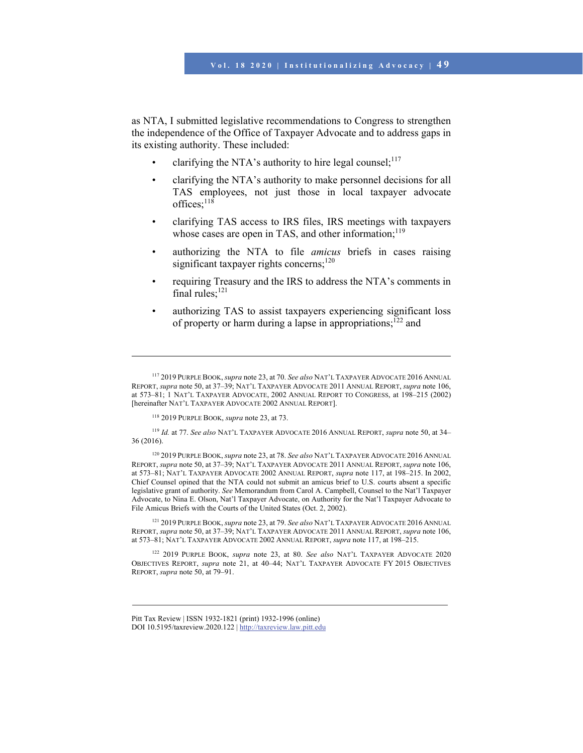as NTA, I submitted legislative recommendations to Congress to strengthen the independence of the Office of Taxpayer Advocate and to address gaps in its existing authority. These included:

- clarifying the NTA's authority to hire legal counsel;[117]
- clarifying the NTA's authority to make personnel decisions for all TAS employees, not just those in local taxpayer advocate offices;[118]
- clarifying TAS access to IRS files, IRS meetings with taxpayers whose cases are open in TAS, and other information;[119]
- authorizing the NTA to file *amicus* briefs in cases raising significant taxpayer rights concerns;[120]
- requiring Treasury and the IRS to address the NTA's comments in final rules;[121]
- authorizing TAS to assist taxpayers experiencing significant loss of property or harm during a lapse in appropriations;[122] and

---

[117] 2019 PURPLE BOOK, *supra* note 23, at 70. *See also* NAT'L TAXPAYER ADVOCATE 2016 ANNUAL REPORT, *supra* note 50, at 37–39; NAT'L TAXPAYER ADVOCATE 2011 ANNUAL REPORT, *supra* note 106, at 573–81; 1 NAT'L TAXPAYER ADVOCATE, 2002 ANNUAL REPORT TO CONGRESS, at 198–215 (2002) [hereinafter NAT'L TAXPAYER ADVOCATE 2002 ANNUAL REPORT].

[118] 2019 PURPLE BOOK, *supra* note 23, at 73.

[119] *Id.* at 77. *See also* NAT'L TAXPAYER ADVOCATE 2016 ANNUAL REPORT, *supra* note 50, at 34–36 (2016).

[120] 2019 PURPLE BOOK, *supra* note 23, at 78. *See also* NAT'L TAXPAYER ADVOCATE 2016 ANNUAL REPORT, *supra* note 50, at 37–39; NAT'L TAXPAYER ADVOCATE 2011 ANNUAL REPORT, *supra* note 106, at 573–81; NAT'L TAXPAYER ADVOCATE 2002 ANNUAL REPORT, *supra* note 117, at 198–215. In 2002, Chief Counsel opined that the NTA could not submit an amicus brief to U.S. courts absent a specific legislative grant of authority. *See* Memorandum from Carol A. Campbell, Counsel to the Nat'l Taxpayer Advocate, to Nina E. Olson, Nat'l Taxpayer Advocate, on Authority for the Nat'l Taxpayer Advocate to File Amicus Briefs with the Courts of the United States (Oct. 2, 2002).

[121] 2019 PURPLE BOOK, *supra* note 23, at 79. *See also* NAT'L TAXPAYER ADVOCATE 2016 ANNUAL REPORT, *supra* note 50, at 37–39; NAT'L TAXPAYER ADVOCATE 2011 ANNUAL REPORT, *supra* note 106, at 573–81; NAT'L TAXPAYER ADVOCATE 2002 ANNUAL REPORT, *supra* note 117, at 198–215.

[122] 2019 PURPLE BOOK, *supra* note 23, at 80. *See also* NAT'L TAXPAYER ADVOCATE 2020 OBJECTIVES REPORT, *supra* note 21, at 40–44; NAT'L TAXPAYER ADVOCATE FY 2015 OBJECTIVES REPORT, *supra* note 50, at 79–91.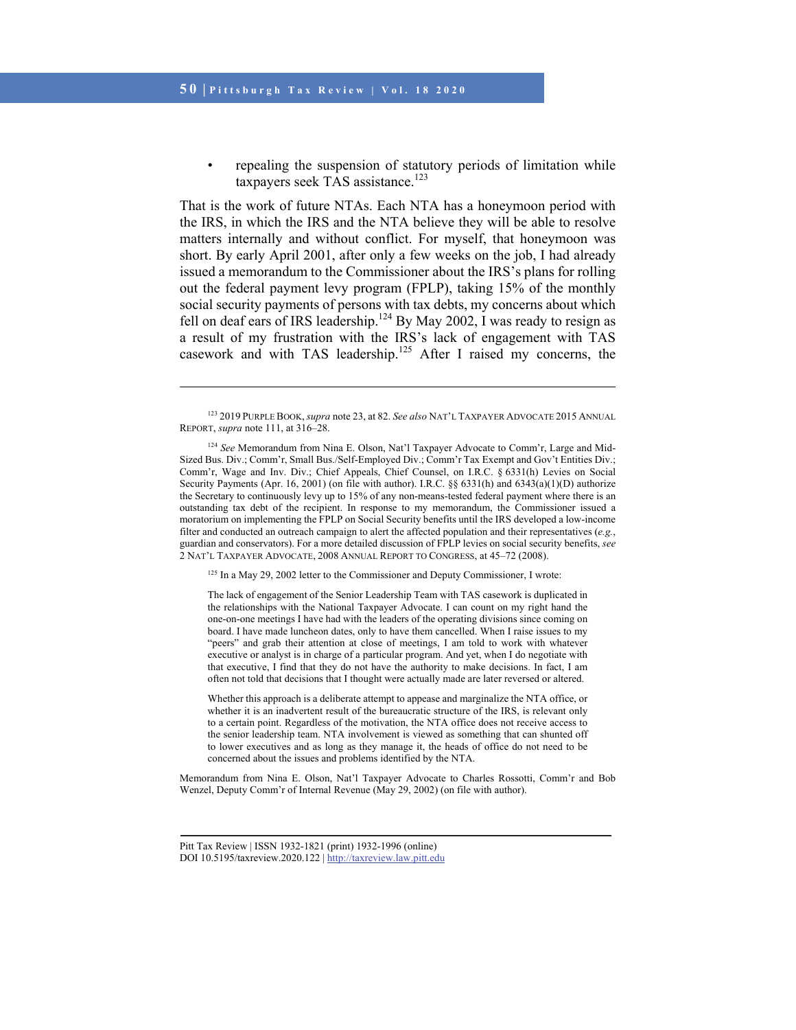- repealing the suspension of statutory periods of limitation while taxpayers seek TAS assistance.[123]

That is the work of future NTAs. Each NTA has a honeymoon period with the IRS, in which the IRS and the NTA believe they will be able to resolve matters internally and without conflict. For myself, that honeymoon was short. By early April 2001, after only a few weeks on the job, I had already issued a memorandum to the Commissioner about the IRS's plans for rolling out the federal payment levy program (FPLP), taking 15% of the monthly social security payments of persons with tax debts, my concerns about which fell on deaf ears of IRS leadership.[124] By May 2002, I was ready to resign as a result of my frustration with the IRS's lack of engagement with TAS casework and with TAS leadership.[125] After I raised my concerns, the

---

[123] 2019 PURPLE BOOK, *supra* note 23, at 82. *See also* NAT'L TAXPAYER ADVOCATE 2015 ANNUAL REPORT, *supra* note 111, at 316–28.

[124] *See* Memorandum from Nina E. Olson, Nat'l Taxpayer Advocate to Comm'r, Large and Mid-Sized Bus. Div.; Comm'r, Small Bus./Self-Employed Div.; Comm'r Tax Exempt and Gov't Entities Div.; Comm'r, Wage and Inv. Div.; Chief Appeals, Chief Counsel, on I.R.C. § 6331(h) Levies on Social Security Payments (Apr. 16, 2001) (on file with author). I.R.C. §§ 6331(h) and 6343(a)(1)(D) authorize the Secretary to continuously levy up to 15% of any non-means-tested federal payment where there is an outstanding tax debt of the recipient. In response to my memorandum, the Commissioner issued a moratorium on implementing the FPLP on Social Security benefits until the IRS developed a low-income filter and conducted an outreach campaign to alert the affected population and their representatives (*e.g.*, guardian and conservators). For a more detailed discussion of FPLP levies on social security benefits, *see* 2 NAT'L TAXPAYER ADVOCATE, 2008 ANNUAL REPORT TO CONGRESS, at 45–72 (2008).

[125] In a May 29, 2002 letter to the Commissioner and Deputy Commissioner, I wrote:

> The lack of engagement of the Senior Leadership Team with TAS casework is duplicated in the relationships with the National Taxpayer Advocate. I can count on my right hand the one-on-one meetings I have had with the leaders of the operating divisions since coming on board. I have made luncheon dates, only to have them cancelled. When I raise issues to my "peers" and grab their attention at close of meetings, I am told to work with whatever executive or analyst is in charge of a particular program. And yet, when I do negotiate with that executive, I find that they do not have the authority to make decisions. In fact, I am often not told that decisions that I thought were actually made are later reversed or altered.
>
> Whether this approach is a deliberate attempt to appease and marginalize the NTA office, or whether it is an inadvertent result of the bureaucratic structure of the IRS, is relevant only to a certain point. Regardless of the motivation, the NTA office does not receive access to the senior leadership team. NTA involvement is viewed as something that can shunted off to lower executives and as long as they manage it, the heads of office do not need to be concerned about the issues and problems identified by the NTA.

Memorandum from Nina E. Olson, Nat'l Taxpayer Advocate to Charles Rossotti, Comm'r and Bob Wenzel, Deputy Comm'r of Internal Revenue (May 29, 2002) (on file with author).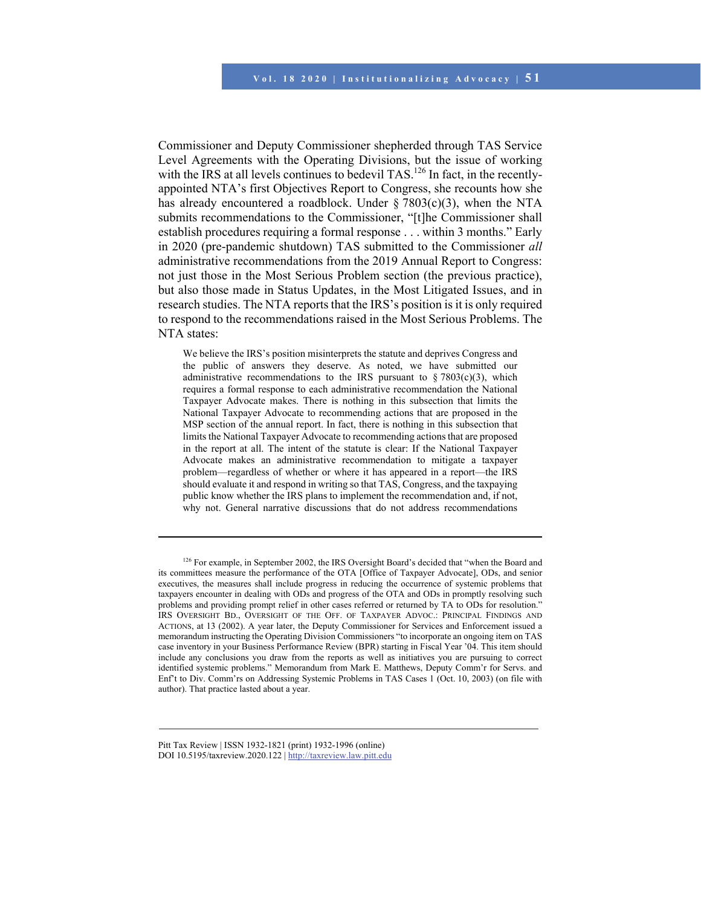Commissioner and Deputy Commissioner shepherded through TAS Service Level Agreements with the Operating Divisions, but the issue of working with the IRS at all levels continues to bedevil TAS.[126] In fact, in the recently-appointed NTA's first Objectives Report to Congress, she recounts how she has already encountered a roadblock. Under § 7803(c)(3), when the NTA submits recommendations to the Commissioner, "[t]he Commissioner shall establish procedures requiring a formal response . . . within 3 months." Early in 2020 (pre-pandemic shutdown) TAS submitted to the Commissioner *all* administrative recommendations from the 2019 Annual Report to Congress: not just those in the Most Serious Problem section (the previous practice), but also those made in Status Updates, in the Most Litigated Issues, and in research studies. The NTA reports that the IRS's position is it is only required to respond to the recommendations raised in the Most Serious Problems. The NTA states:

> We believe the IRS's position misinterprets the statute and deprives Congress and the public of answers they deserve. As noted, we have submitted our administrative recommendations to the IRS pursuant to § 7803(c)(3), which requires a formal response to each administrative recommendation the National Taxpayer Advocate makes. There is nothing in this subsection that limits the National Taxpayer Advocate to recommending actions that are proposed in the MSP section of the annual report. In fact, there is nothing in this subsection that limits the National Taxpayer Advocate to recommending actions that are proposed in the report at all. The intent of the statute is clear: If the National Taxpayer Advocate makes an administrative recommendation to mitigate a taxpayer problem—regardless of whether or where it has appeared in a report—the IRS should evaluate it and respond in writing so that TAS, Congress, and the taxpaying public know whether the IRS plans to implement the recommendation and, if not, why not. General narrative discussions that do not address recommendations

---

[126] For example, in September 2002, the IRS Oversight Board's decided that "when the Board and its committees measure the performance of the OTA [Office of Taxpayer Advocate], ODs, and senior executives, the measures shall include progress in reducing the occurrence of systemic problems that taxpayers encounter in dealing with ODs and progress of the OTA and ODs in promptly resolving such problems and providing prompt relief in other cases referred or returned by TA to ODs for resolution." IRS Oversight Bd., Oversight of the Off. of Taxpayer Advoc.: Principal Findings and Actions, at 13 (2002). A year later, the Deputy Commissioner for Services and Enforcement issued a memorandum instructing the Operating Division Commissioners "to incorporate an ongoing item on TAS case inventory in your Business Performance Review (BPR) starting in Fiscal Year '04. This item should include any conclusions you draw from the reports as well as initiatives you are pursuing to correct identified systemic problems." Memorandum from Mark E. Matthews, Deputy Comm'r for Servs. and Enf't to Div. Comm'rs on Addressing Systemic Problems in TAS Cases 1 (Oct. 10, 2003) (on file with author). That practice lasted about a year.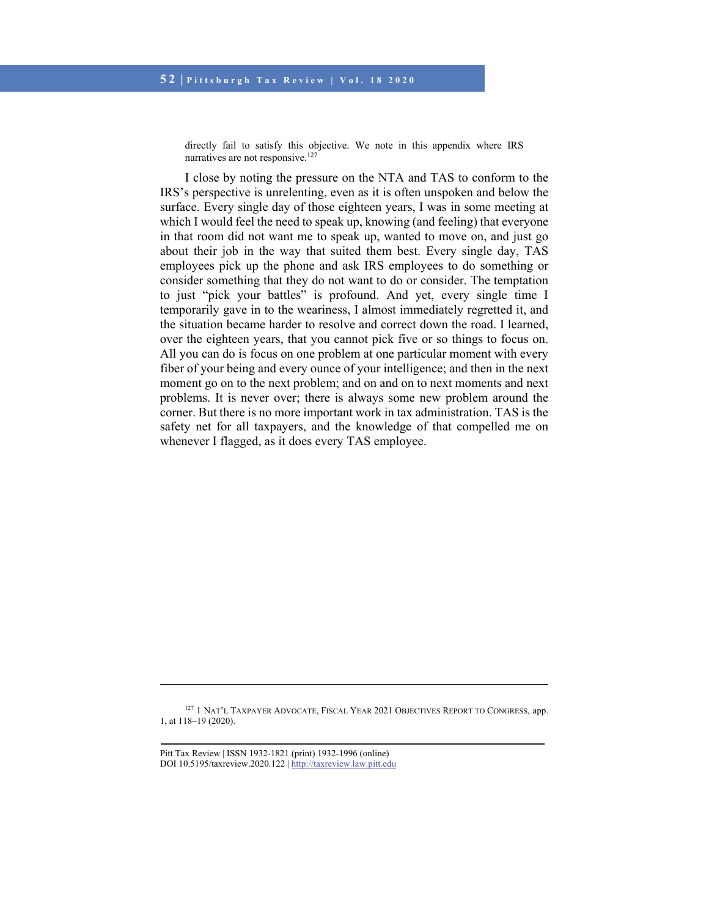> directly fail to satisfy this objective. We note in this appendix where IRS narratives are not responsive.[127]

I close by noting the pressure on the NTA and TAS to conform to the IRS's perspective is unrelenting, even as it is often unspoken and below the surface. Every single day of those eighteen years, I was in some meeting at which I would feel the need to speak up, knowing (and feeling) that everyone in that room did not want me to speak up, wanted to move on, and just go about their job in the way that suited them best. Every single day, TAS employees pick up the phone and ask IRS employees to do something or consider something that they do not want to do or consider. The temptation to just "pick your battles" is profound. And yet, every single time I temporarily gave in to the weariness, I almost immediately regretted it, and the situation became harder to resolve and correct down the road. I learned, over the eighteen years, that you cannot pick five or so things to focus on. All you can do is focus on one problem at one particular moment with every fiber of your being and every ounce of your intelligence; and then in the next moment go on to the next problem; and on and on to next moments and next problems. It is never over; there is always some new problem around the corner. But there is no more important work in tax administration. TAS is the safety net for all taxpayers, and the knowledge of that compelled me on whenever I flagged, as it does every TAS employee.

---

[127] 1 NAT'L TAXPAYER ADVOCATE, FISCAL YEAR 2021 OBJECTIVES REPORT TO CONGRESS, app. 1, at 118–19 (2020).